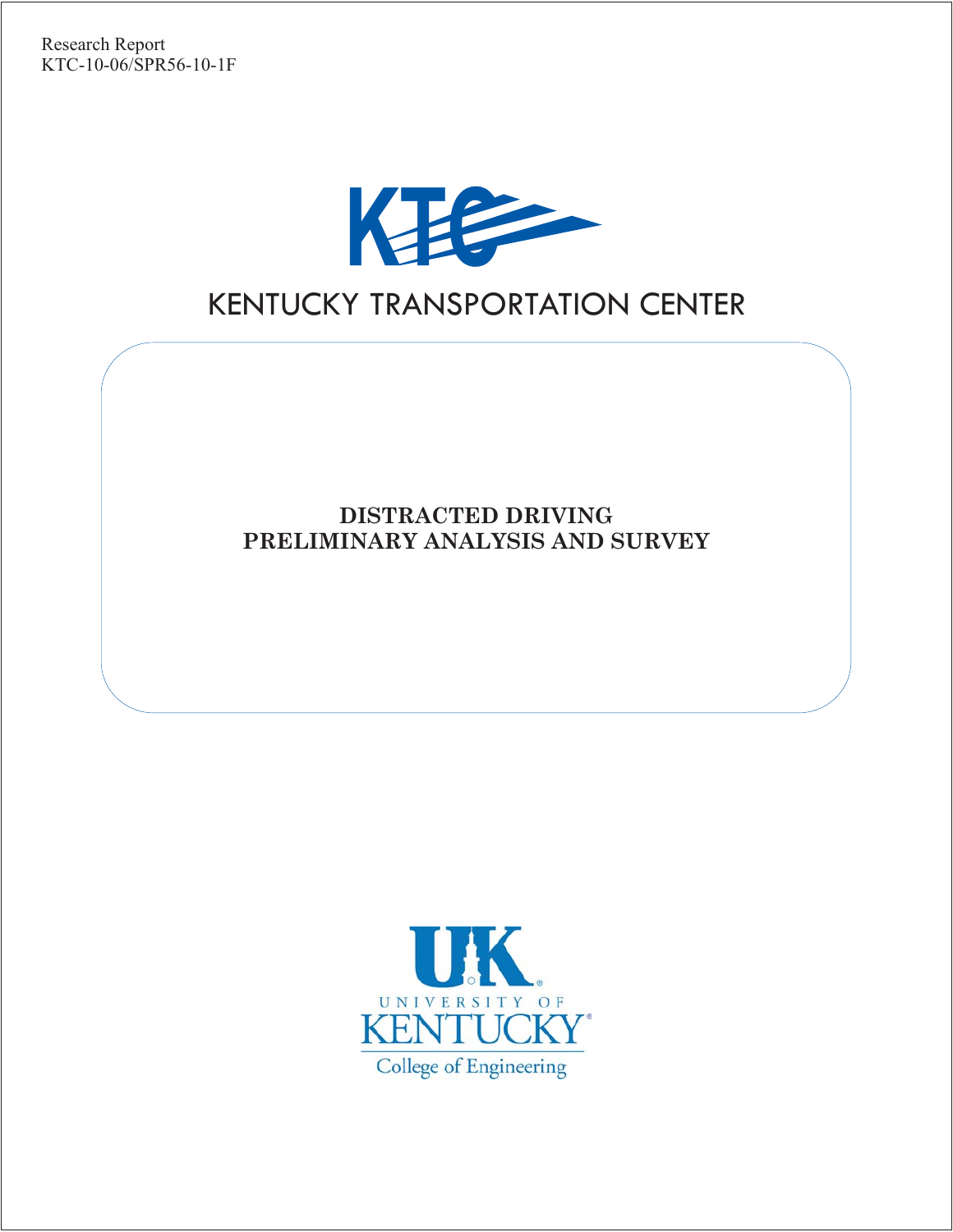Research Report
KTC-10-06/SPR56-10-1F

KENTUCKY TRANSPORTATION CENTER

# DISTRACTED DRIVING
# PRELIMINARY ANALYSIS AND SURVEY

UNIVERSITY OF KENTUCKY
College of Engineering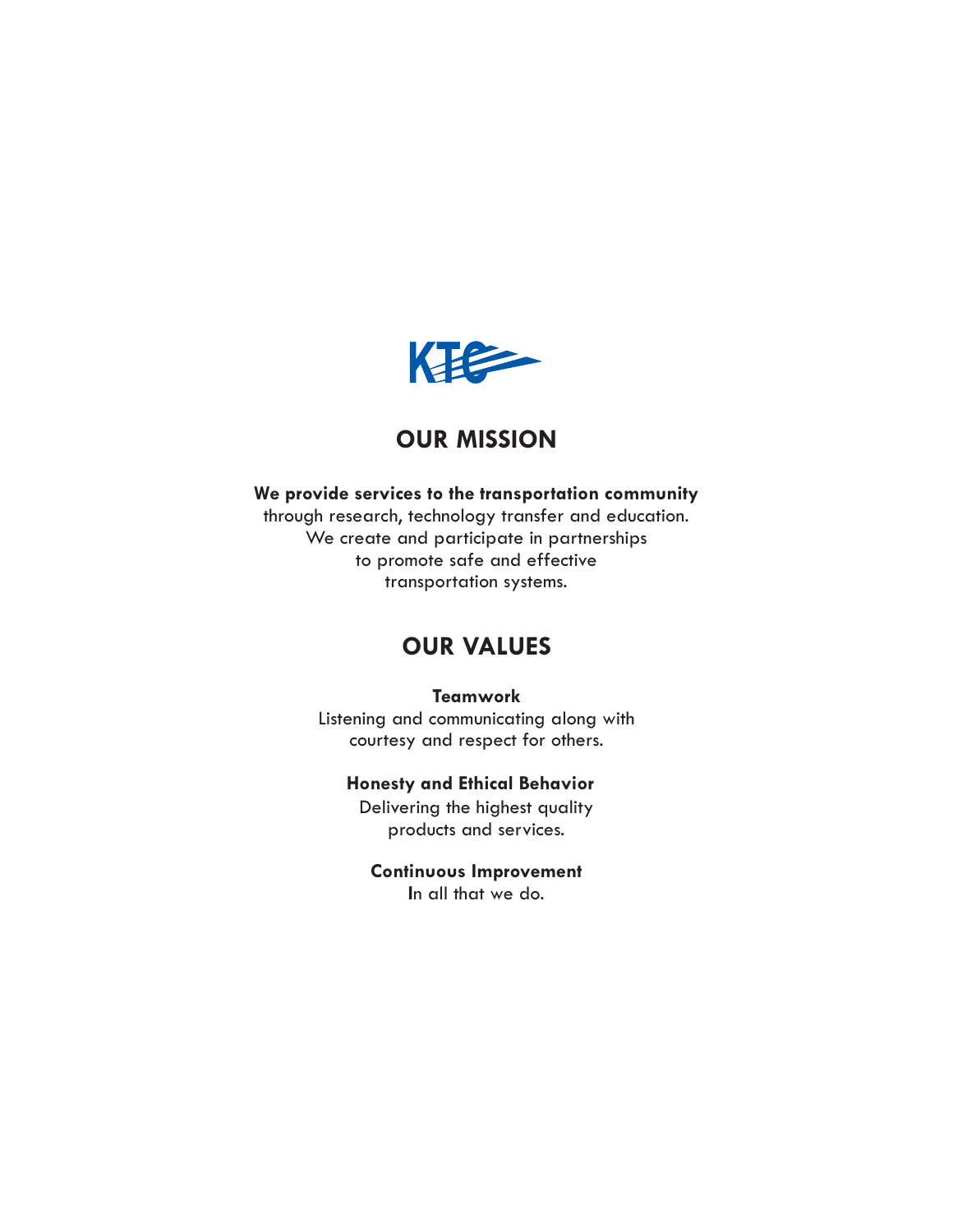KTC

## OUR MISSION

**We provide services to the transportation community** through research, technology transfer and education. We create and participate in partnerships to promote safe and effective transportation systems.

## OUR VALUES

**Teamwork**
Listening and communicating along with courtesy and respect for others.

**Honesty and Ethical Behavior**
Delivering the highest quality products and services.

**Continuous Improvement**
In all that we do.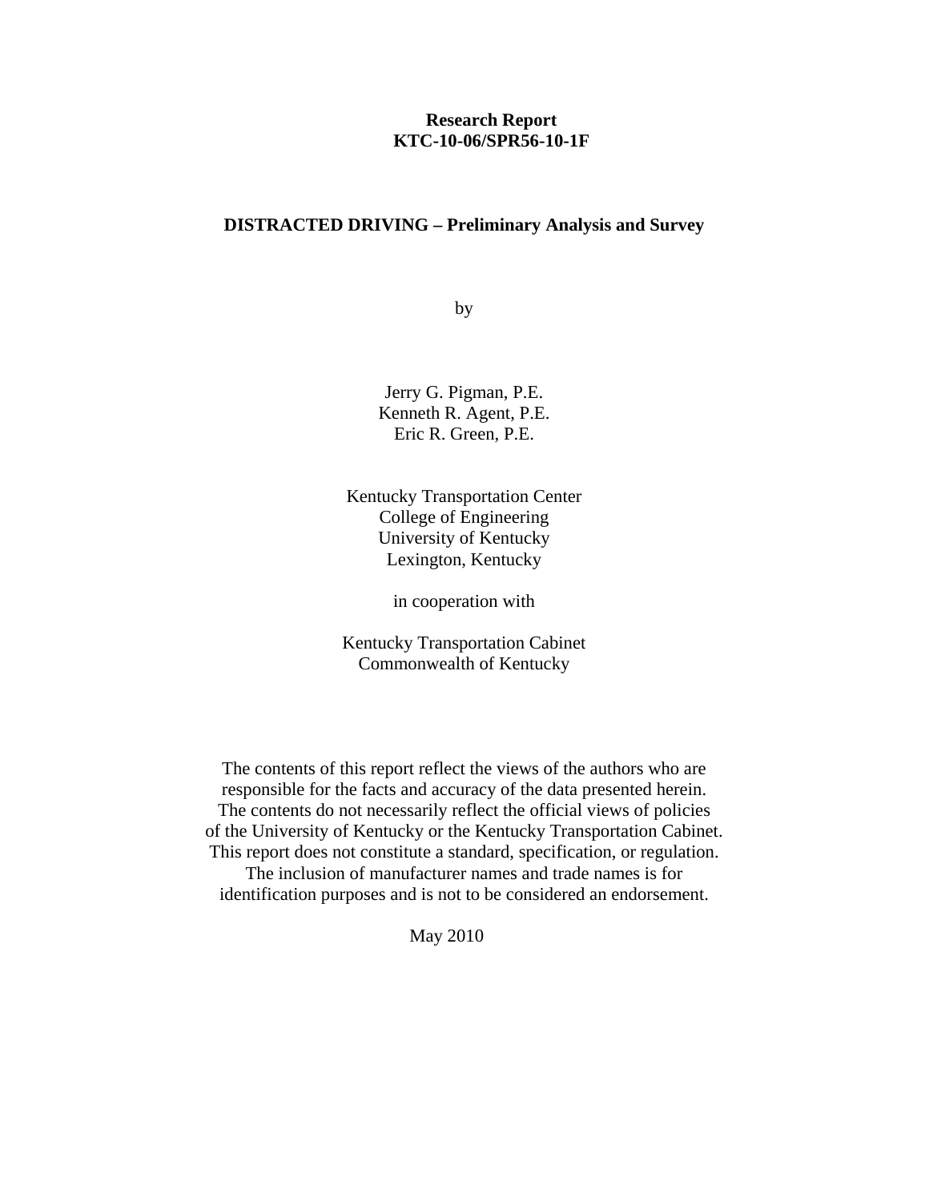**Research Report**
**KTC-10-06/SPR56-10-1F**

**DISTRACTED DRIVING – Preliminary Analysis and Survey**

by

Jerry G. Pigman, P.E.
Kenneth R. Agent, P.E.
Eric R. Green, P.E.

Kentucky Transportation Center
College of Engineering
University of Kentucky
Lexington, Kentucky

in cooperation with

Kentucky Transportation Cabinet
Commonwealth of Kentucky

The contents of this report reflect the views of the authors who are responsible for the facts and accuracy of the data presented herein. The contents do not necessarily reflect the official views of policies of the University of Kentucky or the Kentucky Transportation Cabinet. This report does not constitute a standard, specification, or regulation. The inclusion of manufacturer names and trade names is for identification purposes and is not to be considered an endorsement.

May 2010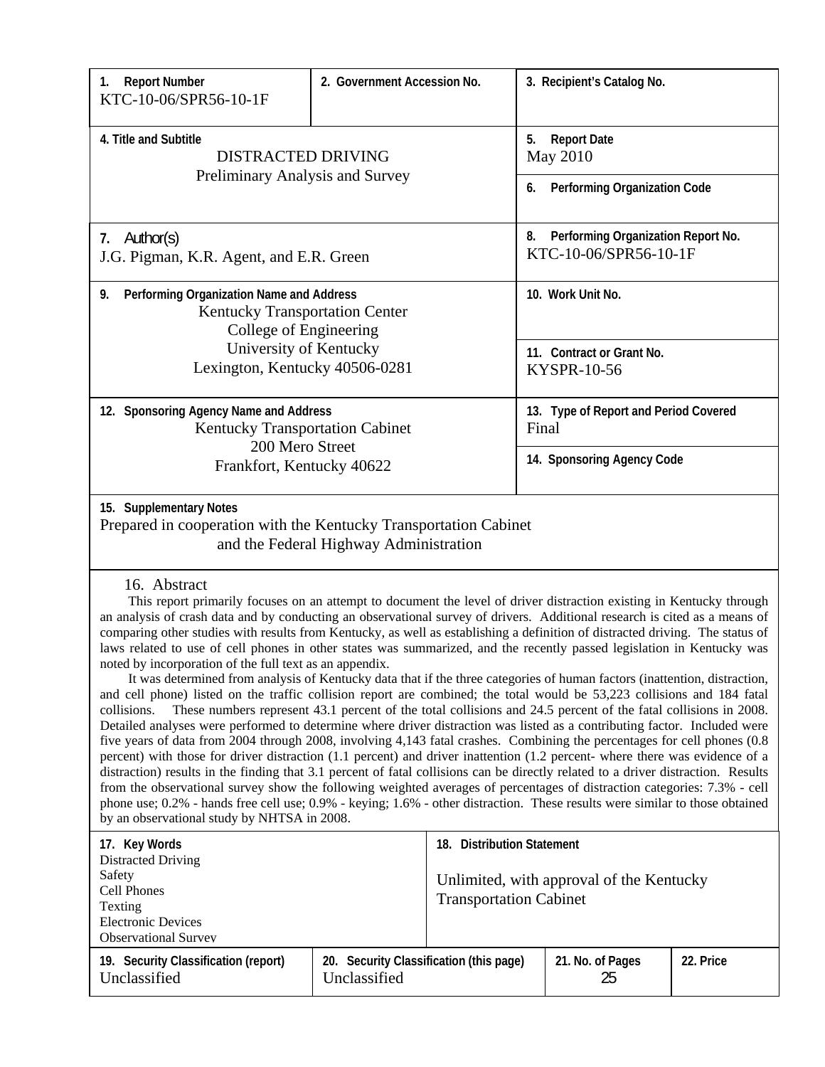| 1. Report Number<br>KTC-10-06/SPR56-10-1F | 2. Government Accession No. | 3. Recipient's Catalog No. |
|---|---|---|
| 4. Title and Subtitle<br>DISTRACTED DRIVING<br>Preliminary Analysis and Survey | | 5. Report Date<br>May 2010 |
| | | 6. Performing Organization Code |
| 7. Author(s)<br>J.G. Pigman, K.R. Agent, and E.R. Green | | 8. Performing Organization Report No.<br>KTC-10-06/SPR56-10-1F |
| 9. Performing Organization Name and Address<br>Kentucky Transportation Center<br>College of Engineering<br>University of Kentucky<br>Lexington, Kentucky 40506-0281 | | 10. Work Unit No. |
| | | 11. Contract or Grant No.<br>KYSPR-10-56 |
| 12. Sponsoring Agency Name and Address<br>Kentucky Transportation Cabinet<br>200 Mero Street<br>Frankfort, Kentucky 40622 | | 13. Type of Report and Period Covered<br>Final |
| | | 14. Sponsoring Agency Code |

**15. Supplementary Notes**

Prepared in cooperation with the Kentucky Transportation Cabinet and the Federal Highway Administration

**16. Abstract**

This report primarily focuses on an attempt to document the level of driver distraction existing in Kentucky through an analysis of crash data and by conducting an observational survey of drivers. Additional research is cited as a means of comparing other studies with results from Kentucky, as well as establishing a definition of distracted driving. The status of laws related to use of cell phones in other states was summarized, and the recently passed legislation in Kentucky was noted by incorporation of the full text as an appendix.

It was determined from analysis of Kentucky data that if the three categories of human factors (inattention, distraction, and cell phone) listed on the traffic collision report are combined; the total would be 53,223 collisions and 184 fatal collisions. These numbers represent 43.1 percent of the total collisions and 24.5 percent of the fatal collisions in 2008. Detailed analyses were performed to determine where driver distraction was listed as a contributing factor. Included were five years of data from 2004 through 2008, involving 4,143 fatal crashes. Combining the percentages for cell phones (0.8 percent) with those for driver distraction (1.1 percent) and driver inattention (1.2 percent- where there was evidence of a distraction) results in the finding that 3.1 percent of fatal collisions can be directly related to a driver distraction. Results from the observational survey show the following weighted averages of percentages of distraction categories: 7.3% - cell phone use; 0.2% - hands free cell use; 0.9% - keying; 1.6% - other distraction. These results were similar to those obtained by an observational study by NHTSA in 2008.

| 17. Key Words<br>Distracted Driving<br>Safety<br>Cell Phones<br>Texting<br>Electronic Devices<br>Observational Survey | | 18. Distribution Statement<br>Unlimited, with approval of the Kentucky Transportation Cabinet | |
|---|---|---|---|
| 19. Security Classification (report)<br>Unclassified | 20. Security Classification (this page)<br>Unclassified | 21. No. of Pages<br>25 | 22. Price |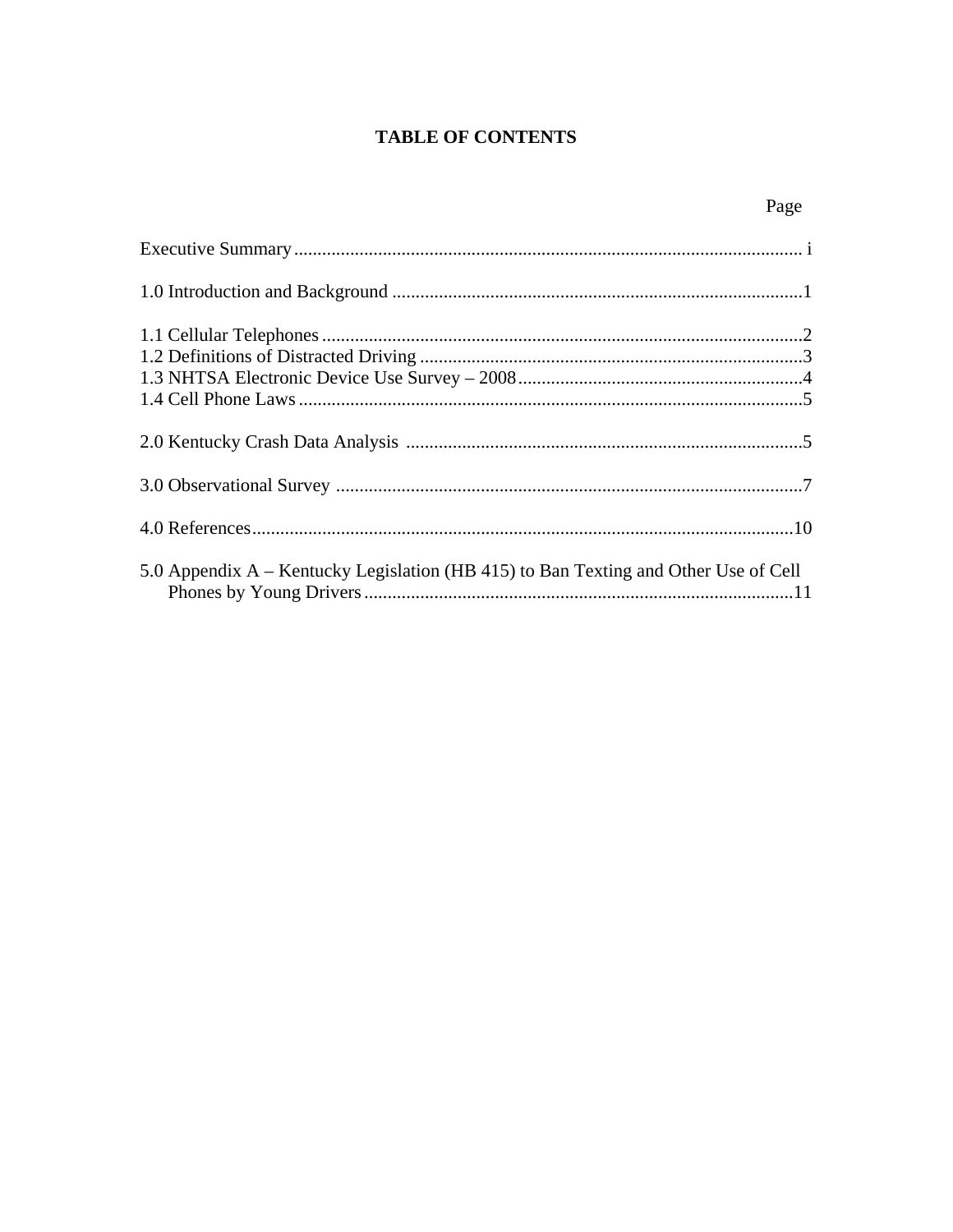# TABLE OF CONTENTS

| | Page |
|---|---|
| Executive Summary | i |
| 1.0 Introduction and Background | 1 |
| 1.1 Cellular Telephones | 2 |
| 1.2 Definitions of Distracted Driving | 3 |
| 1.3 NHTSA Electronic Device Use Survey – 2008 | 4 |
| 1.4 Cell Phone Laws | 5 |
| 2.0 Kentucky Crash Data Analysis | 5 |
| 3.0 Observational Survey | 7 |
| 4.0 References | 10 |
| 5.0 Appendix A – Kentucky Legislation (HB 415) to Ban Texting and Other Use of Cell Phones by Young Drivers | 11 |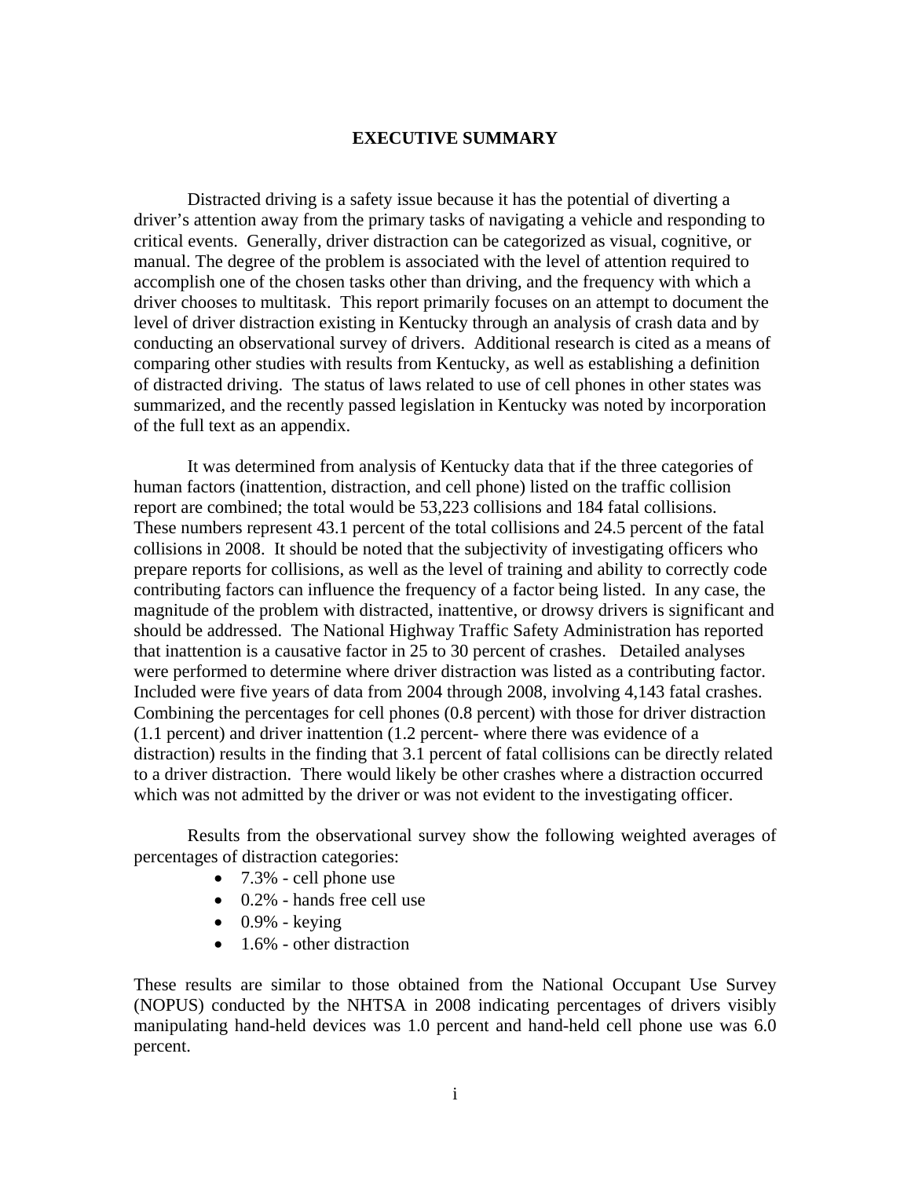# EXECUTIVE SUMMARY

Distracted driving is a safety issue because it has the potential of diverting a driver's attention away from the primary tasks of navigating a vehicle and responding to critical events. Generally, driver distraction can be categorized as visual, cognitive, or manual. The degree of the problem is associated with the level of attention required to accomplish one of the chosen tasks other than driving, and the frequency with which a driver chooses to multitask. This report primarily focuses on an attempt to document the level of driver distraction existing in Kentucky through an analysis of crash data and by conducting an observational survey of drivers. Additional research is cited as a means of comparing other studies with results from Kentucky, as well as establishing a definition of distracted driving. The status of laws related to use of cell phones in other states was summarized, and the recently passed legislation in Kentucky was noted by incorporation of the full text as an appendix.

It was determined from analysis of Kentucky data that if the three categories of human factors (inattention, distraction, and cell phone) listed on the traffic collision report are combined; the total would be 53,223 collisions and 184 fatal collisions. These numbers represent 43.1 percent of the total collisions and 24.5 percent of the fatal collisions in 2008. It should be noted that the subjectivity of investigating officers who prepare reports for collisions, as well as the level of training and ability to correctly code contributing factors can influence the frequency of a factor being listed. In any case, the magnitude of the problem with distracted, inattentive, or drowsy drivers is significant and should be addressed. The National Highway Traffic Safety Administration has reported that inattention is a causative factor in 25 to 30 percent of crashes. Detailed analyses were performed to determine where driver distraction was listed as a contributing factor. Included were five years of data from 2004 through 2008, involving 4,143 fatal crashes. Combining the percentages for cell phones (0.8 percent) with those for driver distraction (1.1 percent) and driver inattention (1.2 percent- where there was evidence of a distraction) results in the finding that 3.1 percent of fatal collisions can be directly related to a driver distraction. There would likely be other crashes where a distraction occurred which was not admitted by the driver or was not evident to the investigating officer.

Results from the observational survey show the following weighted averages of percentages of distraction categories:

- 7.3% - cell phone use
- 0.2% - hands free cell use
- 0.9% - keying
- 1.6% - other distraction

These results are similar to those obtained from the National Occupant Use Survey (NOPUS) conducted by the NHTSA in 2008 indicating percentages of drivers visibly manipulating hand-held devices was 1.0 percent and hand-held cell phone use was 6.0 percent.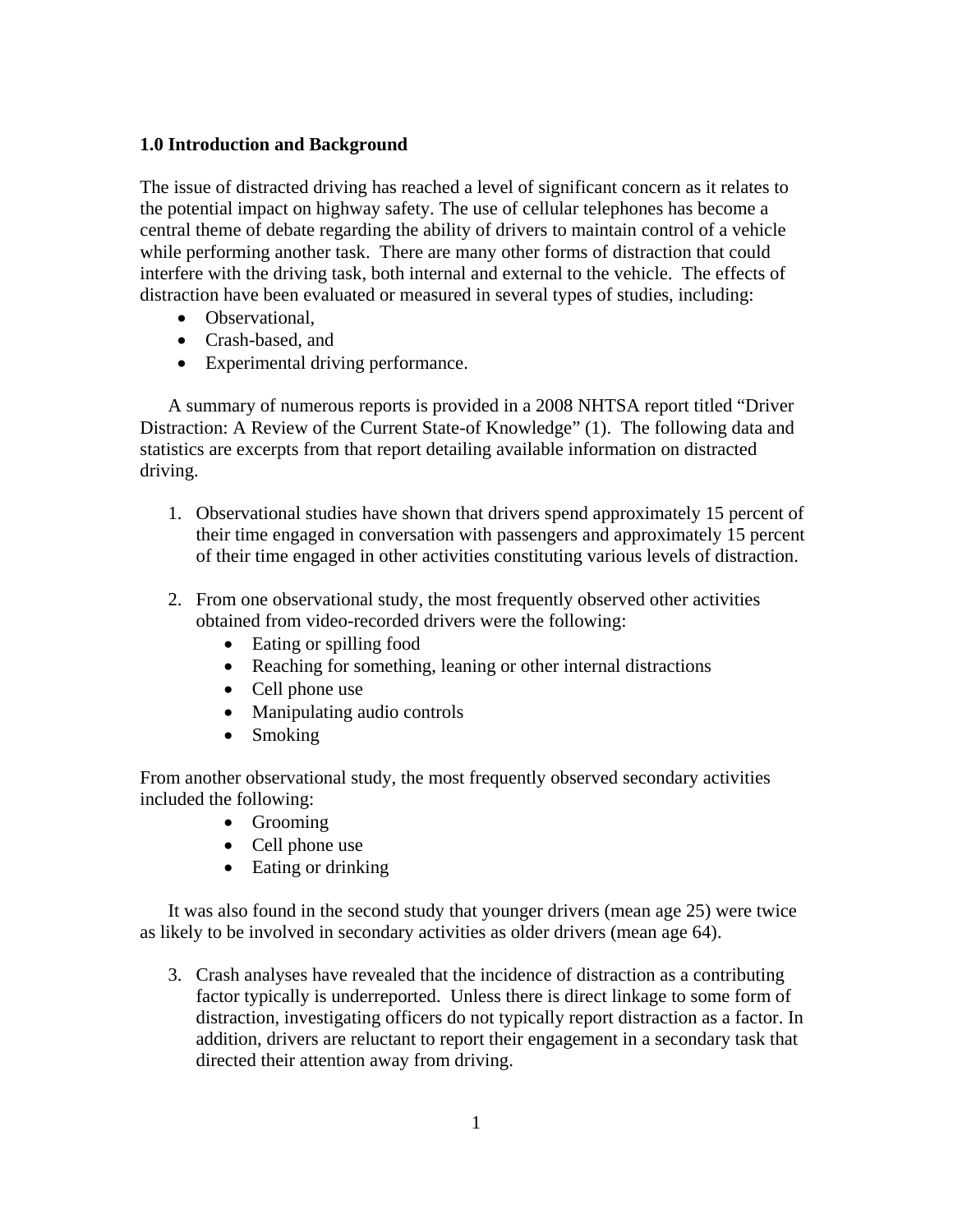## 1.0 Introduction and Background

The issue of distracted driving has reached a level of significant concern as it relates to the potential impact on highway safety. The use of cellular telephones has become a central theme of debate regarding the ability of drivers to maintain control of a vehicle while performing another task. There are many other forms of distraction that could interfere with the driving task, both internal and external to the vehicle. The effects of distraction have been evaluated or measured in several types of studies, including:

- Observational,
- Crash-based, and
- Experimental driving performance.

A summary of numerous reports is provided in a 2008 NHTSA report titled "Driver Distraction: A Review of the Current State-of Knowledge" (1). The following data and statistics are excerpts from that report detailing available information on distracted driving.

1. Observational studies have shown that drivers spend approximately 15 percent of their time engaged in conversation with passengers and approximately 15 percent of their time engaged in other activities constituting various levels of distraction.

2. From one observational study, the most frequently observed other activities obtained from video-recorded drivers were the following:
   - Eating or spilling food
   - Reaching for something, leaning or other internal distractions
   - Cell phone use
   - Manipulating audio controls
   - Smoking

From another observational study, the most frequently observed secondary activities included the following:

- Grooming
- Cell phone use
- Eating or drinking

It was also found in the second study that younger drivers (mean age 25) were twice as likely to be involved in secondary activities as older drivers (mean age 64).

3. Crash analyses have revealed that the incidence of distraction as a contributing factor typically is underreported. Unless there is direct linkage to some form of distraction, investigating officers do not typically report distraction as a factor. In addition, drivers are reluctant to report their engagement in a secondary task that directed their attention away from driving.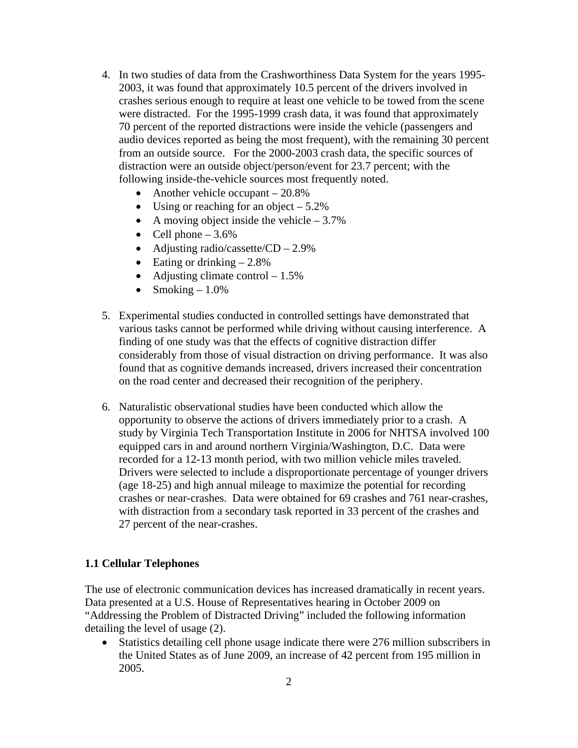4. In two studies of data from the Crashworthiness Data System for the years 1995-2003, it was found that approximately 10.5 percent of the drivers involved in crashes serious enough to require at least one vehicle to be towed from the scene were distracted. For the 1995-1999 crash data, it was found that approximately 70 percent of the reported distractions were inside the vehicle (passengers and audio devices reported as being the most frequent), with the remaining 30 percent from an outside source. For the 2000-2003 crash data, the specific sources of distraction were an outside object/person/event for 23.7 percent; with the following inside-the-vehicle sources most frequently noted.
   - Another vehicle occupant – 20.8%
   - Using or reaching for an object – 5.2%
   - A moving object inside the vehicle – 3.7%
   - Cell phone – 3.6%
   - Adjusting radio/cassette/CD – 2.9%
   - Eating or drinking – 2.8%
   - Adjusting climate control – 1.5%
   - Smoking – 1.0%

5. Experimental studies conducted in controlled settings have demonstrated that various tasks cannot be performed while driving without causing interference. A finding of one study was that the effects of cognitive distraction differ considerably from those of visual distraction on driving performance. It was also found that as cognitive demands increased, drivers increased their concentration on the road center and decreased their recognition of the periphery.

6. Naturalistic observational studies have been conducted which allow the opportunity to observe the actions of drivers immediately prior to a crash. A study by Virginia Tech Transportation Institute in 2006 for NHTSA involved 100 equipped cars in and around northern Virginia/Washington, D.C. Data were recorded for a 12-13 month period, with two million vehicle miles traveled. Drivers were selected to include a disproportionate percentage of younger drivers (age 18-25) and high annual mileage to maximize the potential for recording crashes or near-crashes. Data were obtained for 69 crashes and 761 near-crashes, with distraction from a secondary task reported in 33 percent of the crashes and 27 percent of the near-crashes.

## 1.1 Cellular Telephones

The use of electronic communication devices has increased dramatically in recent years. Data presented at a U.S. House of Representatives hearing in October 2009 on "Addressing the Problem of Distracted Driving" included the following information detailing the level of usage (2).

- Statistics detailing cell phone usage indicate there were 276 million subscribers in the United States as of June 2009, an increase of 42 percent from 195 million in 2005.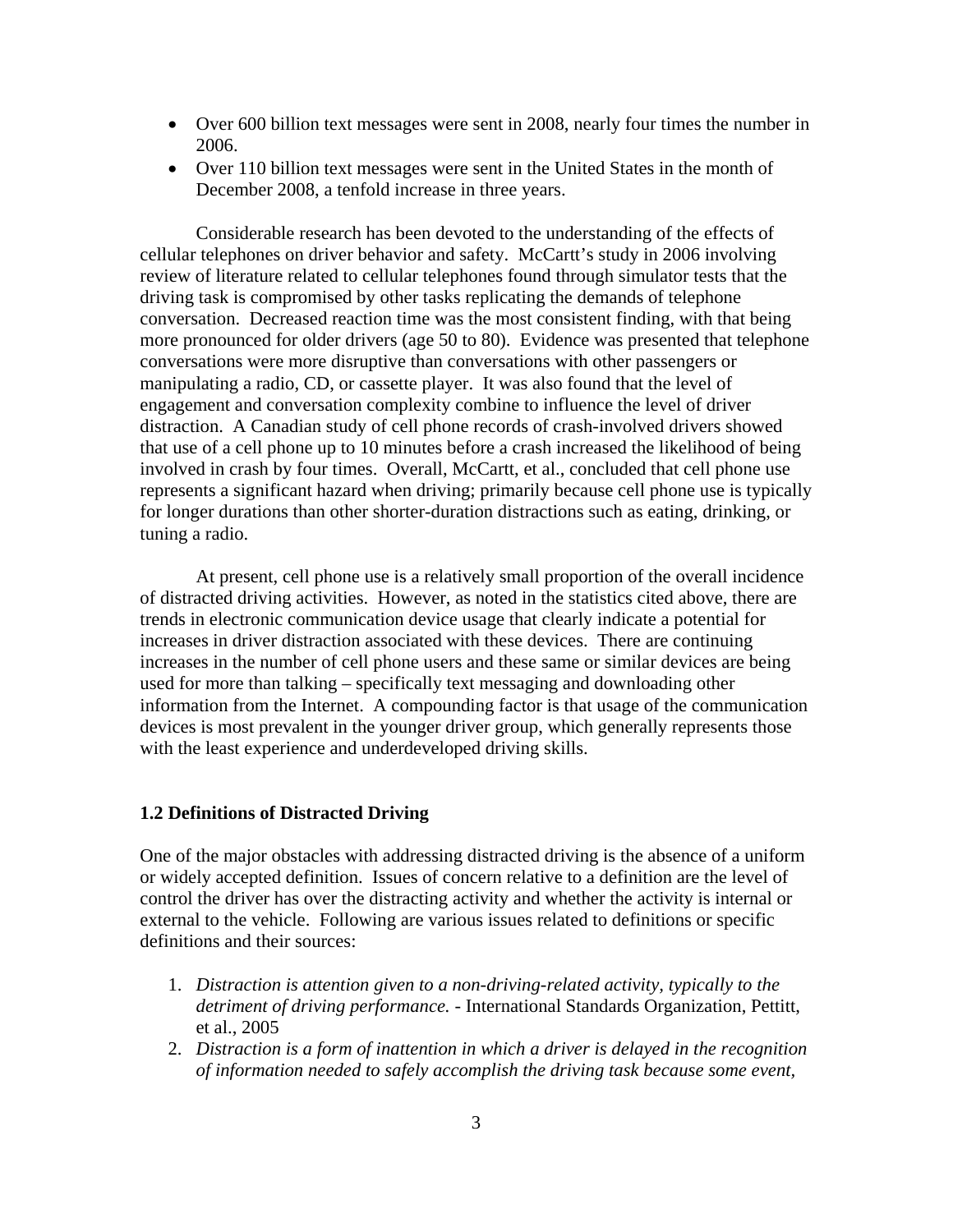- Over 600 billion text messages were sent in 2008, nearly four times the number in 2006.
- Over 110 billion text messages were sent in the United States in the month of December 2008, a tenfold increase in three years.

Considerable research has been devoted to the understanding of the effects of cellular telephones on driver behavior and safety. McCartt's study in 2006 involving review of literature related to cellular telephones found through simulator tests that the driving task is compromised by other tasks replicating the demands of telephone conversation. Decreased reaction time was the most consistent finding, with that being more pronounced for older drivers (age 50 to 80). Evidence was presented that telephone conversations were more disruptive than conversations with other passengers or manipulating a radio, CD, or cassette player. It was also found that the level of engagement and conversation complexity combine to influence the level of driver distraction. A Canadian study of cell phone records of crash-involved drivers showed that use of a cell phone up to 10 minutes before a crash increased the likelihood of being involved in crash by four times. Overall, McCartt, et al., concluded that cell phone use represents a significant hazard when driving; primarily because cell phone use is typically for longer durations than other shorter-duration distractions such as eating, drinking, or tuning a radio.

At present, cell phone use is a relatively small proportion of the overall incidence of distracted driving activities. However, as noted in the statistics cited above, there are trends in electronic communication device usage that clearly indicate a potential for increases in driver distraction associated with these devices. There are continuing increases in the number of cell phone users and these same or similar devices are being used for more than talking – specifically text messaging and downloading other information from the Internet. A compounding factor is that usage of the communication devices is most prevalent in the younger driver group, which generally represents those with the least experience and underdeveloped driving skills.

### 1.2 Definitions of Distracted Driving

One of the major obstacles with addressing distracted driving is the absence of a uniform or widely accepted definition. Issues of concern relative to a definition are the level of control the driver has over the distracting activity and whether the activity is internal or external to the vehicle. Following are various issues related to definitions or specific definitions and their sources:

1. *Distraction is attention given to a non-driving-related activity, typically to the detriment of driving performance.* - International Standards Organization, Pettitt, et al., 2005
2. *Distraction is a form of inattention in which a driver is delayed in the recognition of information needed to safely accomplish the driving task because some event,*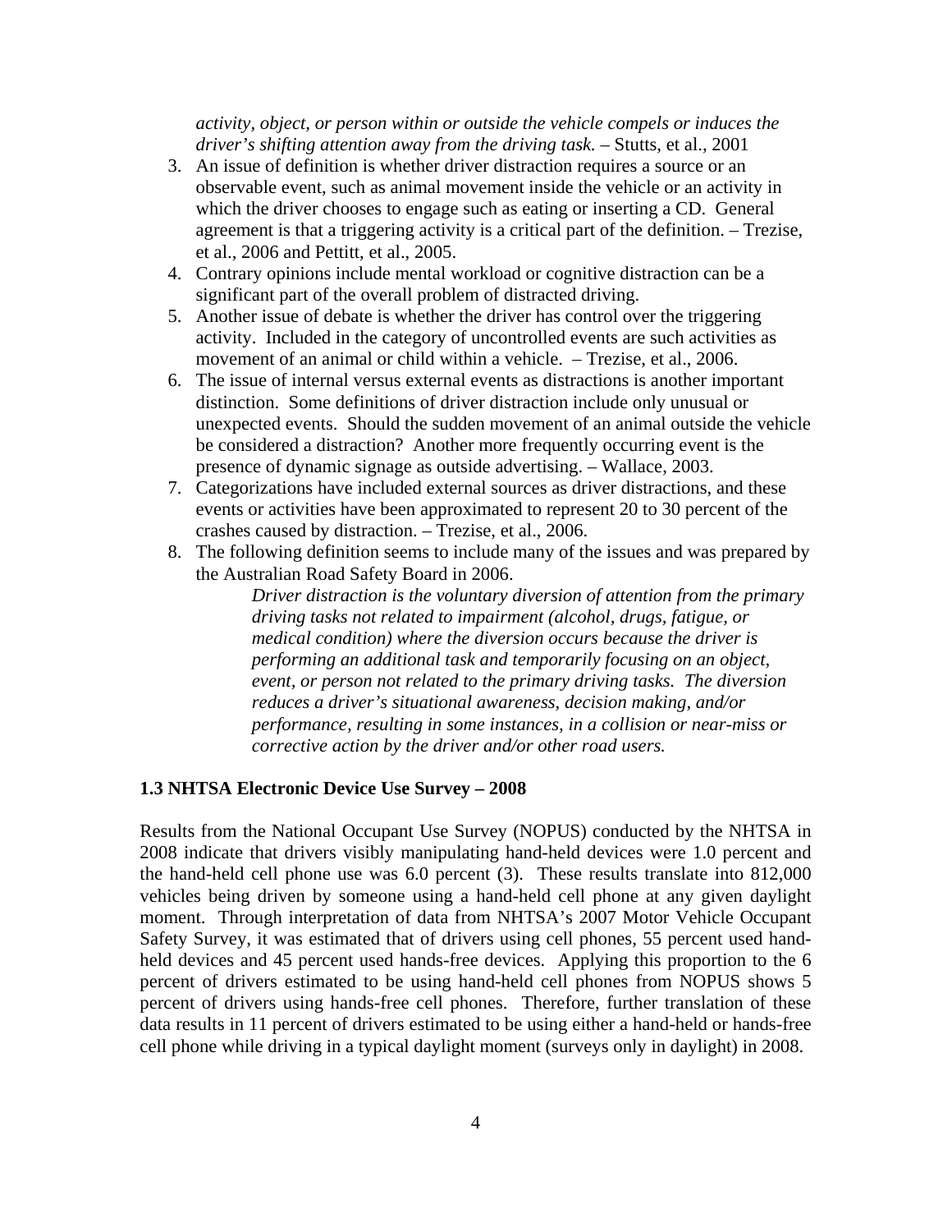*activity, object, or person within or outside the vehicle compels or induces the driver's shifting attention away from the driving task.* – Stutts, et al., 2001

3. An issue of definition is whether driver distraction requires a source or an observable event, such as animal movement inside the vehicle or an activity in which the driver chooses to engage such as eating or inserting a CD. General agreement is that a triggering activity is a critical part of the definition. – Trezise, et al., 2006 and Pettitt, et al., 2005.
4. Contrary opinions include mental workload or cognitive distraction can be a significant part of the overall problem of distracted driving.
5. Another issue of debate is whether the driver has control over the triggering activity. Included in the category of uncontrolled events are such activities as movement of an animal or child within a vehicle. – Trezise, et al., 2006.
6. The issue of internal versus external events as distractions is another important distinction. Some definitions of driver distraction include only unusual or unexpected events. Should the sudden movement of an animal outside the vehicle be considered a distraction? Another more frequently occurring event is the presence of dynamic signage as outside advertising. – Wallace, 2003.
7. Categorizations have included external sources as driver distractions, and these events or activities have been approximated to represent 20 to 30 percent of the crashes caused by distraction. – Trezise, et al., 2006.
8. The following definition seems to include many of the issues and was prepared by the Australian Road Safety Board in 2006.

    *Driver distraction is the voluntary diversion of attention from the primary driving tasks not related to impairment (alcohol, drugs, fatigue, or medical condition) where the diversion occurs because the driver is performing an additional task and temporarily focusing on an object, event, or person not related to the primary driving tasks. The diversion reduces a driver's situational awareness, decision making, and/or performance, resulting in some instances, in a collision or near-miss or corrective action by the driver and/or other road users.*

### 1.3 NHTSA Electronic Device Use Survey – 2008

Results from the National Occupant Use Survey (NOPUS) conducted by the NHTSA in 2008 indicate that drivers visibly manipulating hand-held devices were 1.0 percent and the hand-held cell phone use was 6.0 percent (3). These results translate into 812,000 vehicles being driven by someone using a hand-held cell phone at any given daylight moment. Through interpretation of data from NHTSA's 2007 Motor Vehicle Occupant Safety Survey, it was estimated that of drivers using cell phones, 55 percent used hand-held devices and 45 percent used hands-free devices. Applying this proportion to the 6 percent of drivers estimated to be using hand-held cell phones from NOPUS shows 5 percent of drivers using hands-free cell phones. Therefore, further translation of these data results in 11 percent of drivers estimated to be using either a hand-held or hands-free cell phone while driving in a typical daylight moment (surveys only in daylight) in 2008.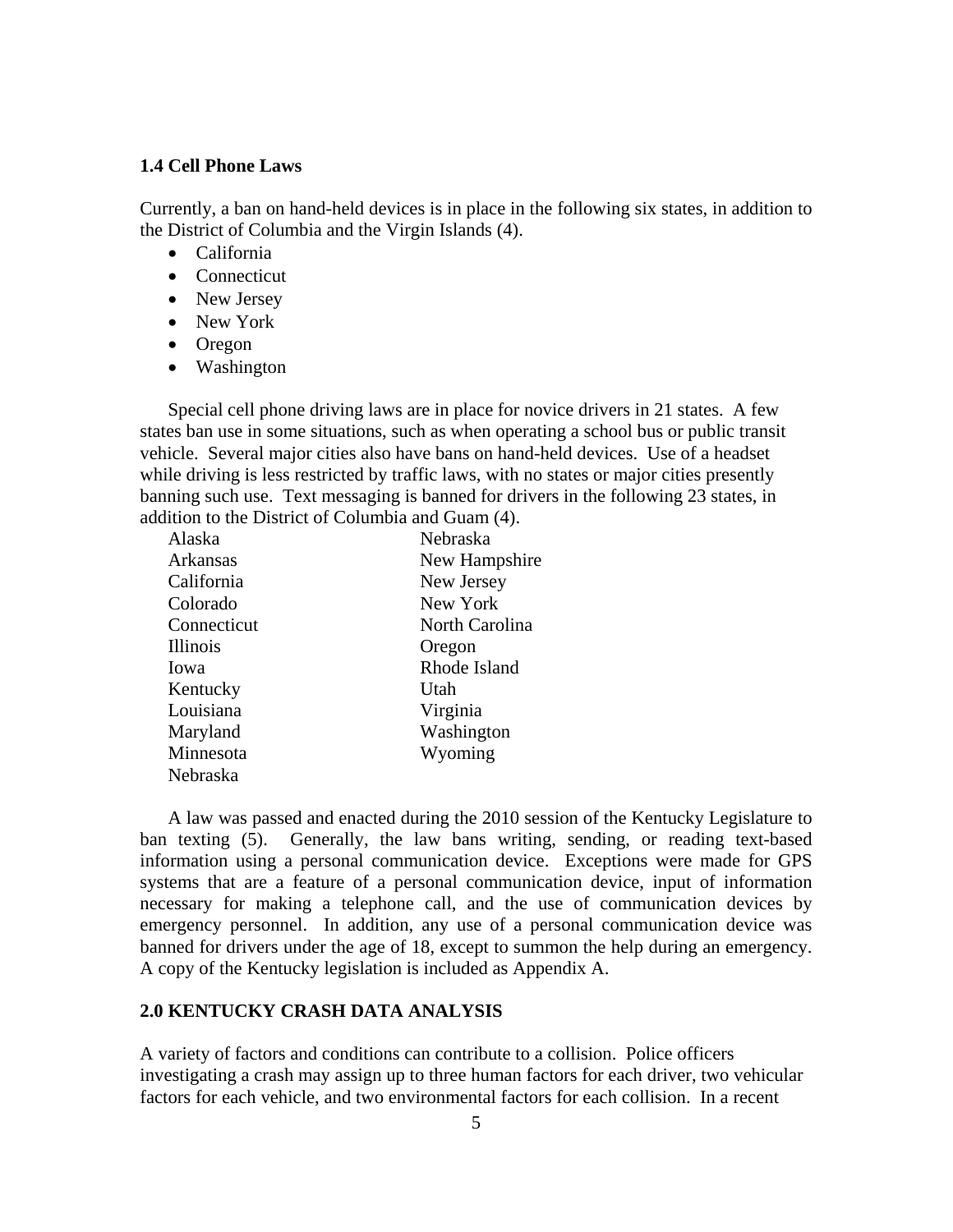### 1.4 Cell Phone Laws

Currently, a ban on hand-held devices is in place in the following six states, in addition to the District of Columbia and the Virgin Islands (4).

- California
- Connecticut
- New Jersey
- New York
- Oregon
- Washington

Special cell phone driving laws are in place for novice drivers in 21 states. A few states ban use in some situations, such as when operating a school bus or public transit vehicle. Several major cities also have bans on hand-held devices. Use of a headset while driving is less restricted by traffic laws, with no states or major cities presently banning such use. Text messaging is banned for drivers in the following 23 states, in addition to the District of Columbia and Guam (4).

| | |
|---|---|
| Alaska | Nebraska |
| Arkansas | New Hampshire |
| California | New Jersey |
| Colorado | New York |
| Connecticut | North Carolina |
| Illinois | Oregon |
| Iowa | Rhode Island |
| Kentucky | Utah |
| Louisiana | Virginia |
| Maryland | Washington |
| Minnesota | Wyoming |
| Nebraska | |

A law was passed and enacted during the 2010 session of the Kentucky Legislature to ban texting (5). Generally, the law bans writing, sending, or reading text-based information using a personal communication device. Exceptions were made for GPS systems that are a feature of a personal communication device, input of information necessary for making a telephone call, and the use of communication devices by emergency personnel. In addition, any use of a personal communication device was banned for drivers under the age of 18, except to summon the help during an emergency. A copy of the Kentucky legislation is included as Appendix A.

## 2.0 KENTUCKY CRASH DATA ANALYSIS

A variety of factors and conditions can contribute to a collision. Police officers investigating a crash may assign up to three human factors for each driver, two vehicular factors for each vehicle, and two environmental factors for each collision. In a recent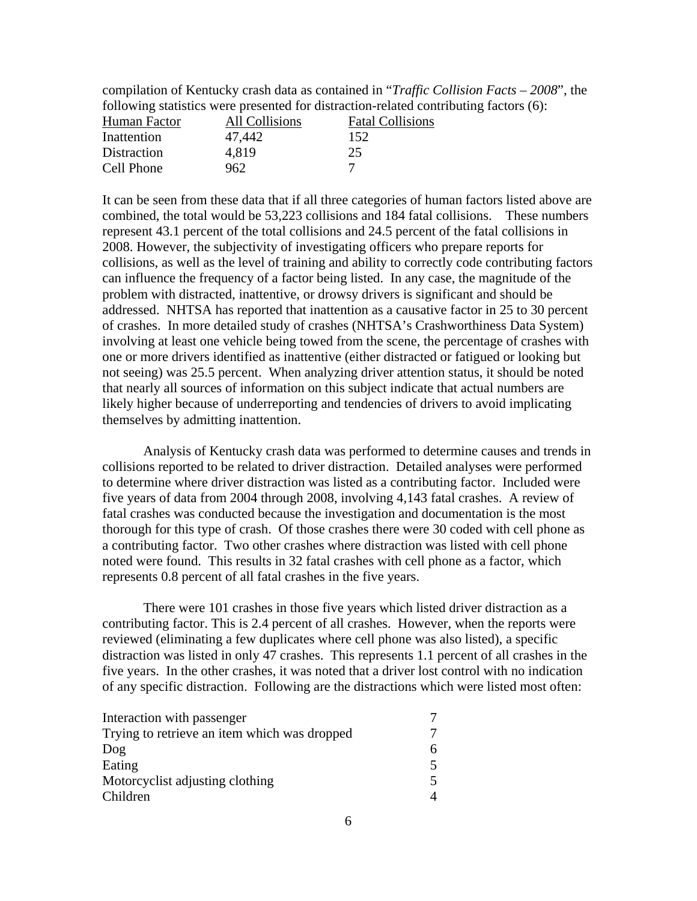compilation of Kentucky crash data as contained in "*Traffic Collision Facts – 2008*", the following statistics were presented for distraction-related contributing factors (6):

| Human Factor | All Collisions | Fatal Collisions |
| --- | --- | --- |
| Inattention | 47,442 | 152 |
| Distraction | 4,819 | 25 |
| Cell Phone | 962 | 7 |

It can be seen from these data that if all three categories of human factors listed above are combined, the total would be 53,223 collisions and 184 fatal collisions. These numbers represent 43.1 percent of the total collisions and 24.5 percent of the fatal collisions in 2008. However, the subjectivity of investigating officers who prepare reports for collisions, as well as the level of training and ability to correctly code contributing factors can influence the frequency of a factor being listed. In any case, the magnitude of the problem with distracted, inattentive, or drowsy drivers is significant and should be addressed. NHTSA has reported that inattention as a causative factor in 25 to 30 percent of crashes. In more detailed study of crashes (NHTSA's Crashworthiness Data System) involving at least one vehicle being towed from the scene, the percentage of crashes with one or more drivers identified as inattentive (either distracted or fatigued or looking but not seeing) was 25.5 percent. When analyzing driver attention status, it should be noted that nearly all sources of information on this subject indicate that actual numbers are likely higher because of underreporting and tendencies of drivers to avoid implicating themselves by admitting inattention.

Analysis of Kentucky crash data was performed to determine causes and trends in collisions reported to be related to driver distraction. Detailed analyses were performed to determine where driver distraction was listed as a contributing factor. Included were five years of data from 2004 through 2008, involving 4,143 fatal crashes. A review of fatal crashes was conducted because the investigation and documentation is the most thorough for this type of crash. Of those crashes there were 30 coded with cell phone as a contributing factor. Two other crashes where distraction was listed with cell phone noted were found. This results in 32 fatal crashes with cell phone as a factor, which represents 0.8 percent of all fatal crashes in the five years.

There were 101 crashes in those five years which listed driver distraction as a contributing factor. This is 2.4 percent of all crashes. However, when the reports were reviewed (eliminating a few duplicates where cell phone was also listed), a specific distraction was listed in only 47 crashes. This represents 1.1 percent of all crashes in the five years. In the other crashes, it was noted that a driver lost control with no indication of any specific distraction. Following are the distractions which were listed most often:

| | |
| --- | --- |
| Interaction with passenger | 7 |
| Trying to retrieve an item which was dropped | 7 |
| Dog | 6 |
| Eating | 5 |
| Motorcyclist adjusting clothing | 5 |
| Children | 4 |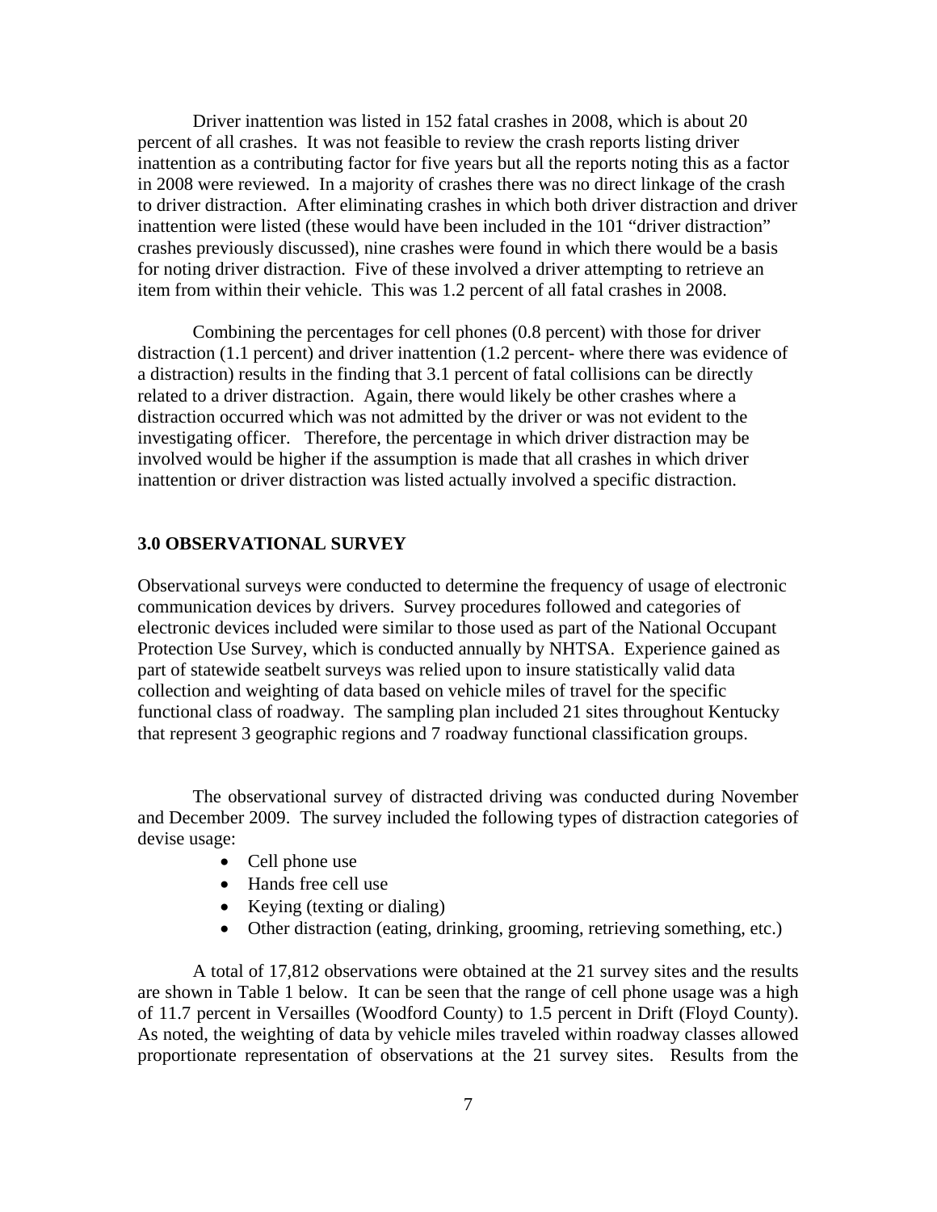Driver inattention was listed in 152 fatal crashes in 2008, which is about 20 percent of all crashes. It was not feasible to review the crash reports listing driver inattention as a contributing factor for five years but all the reports noting this as a factor in 2008 were reviewed. In a majority of crashes there was no direct linkage of the crash to driver distraction. After eliminating crashes in which both driver distraction and driver inattention were listed (these would have been included in the 101 "driver distraction" crashes previously discussed), nine crashes were found in which there would be a basis for noting driver distraction. Five of these involved a driver attempting to retrieve an item from within their vehicle. This was 1.2 percent of all fatal crashes in 2008.

Combining the percentages for cell phones (0.8 percent) with those for driver distraction (1.1 percent) and driver inattention (1.2 percent- where there was evidence of a distraction) results in the finding that 3.1 percent of fatal collisions can be directly related to a driver distraction. Again, there would likely be other crashes where a distraction occurred which was not admitted by the driver or was not evident to the investigating officer. Therefore, the percentage in which driver distraction may be involved would be higher if the assumption is made that all crashes in which driver inattention or driver distraction was listed actually involved a specific distraction.

## 3.0 OBSERVATIONAL SURVEY

Observational surveys were conducted to determine the frequency of usage of electronic communication devices by drivers. Survey procedures followed and categories of electronic devices included were similar to those used as part of the National Occupant Protection Use Survey, which is conducted annually by NHTSA. Experience gained as part of statewide seatbelt surveys was relied upon to insure statistically valid data collection and weighting of data based on vehicle miles of travel for the specific functional class of roadway. The sampling plan included 21 sites throughout Kentucky that represent 3 geographic regions and 7 roadway functional classification groups.

The observational survey of distracted driving was conducted during November and December 2009. The survey included the following types of distraction categories of devise usage:

- Cell phone use
- Hands free cell use
- Keying (texting or dialing)
- Other distraction (eating, drinking, grooming, retrieving something, etc.)

A total of 17,812 observations were obtained at the 21 survey sites and the results are shown in Table 1 below. It can be seen that the range of cell phone usage was a high of 11.7 percent in Versailles (Woodford County) to 1.5 percent in Drift (Floyd County). As noted, the weighting of data by vehicle miles traveled within roadway classes allowed proportionate representation of observations at the 21 survey sites. Results from the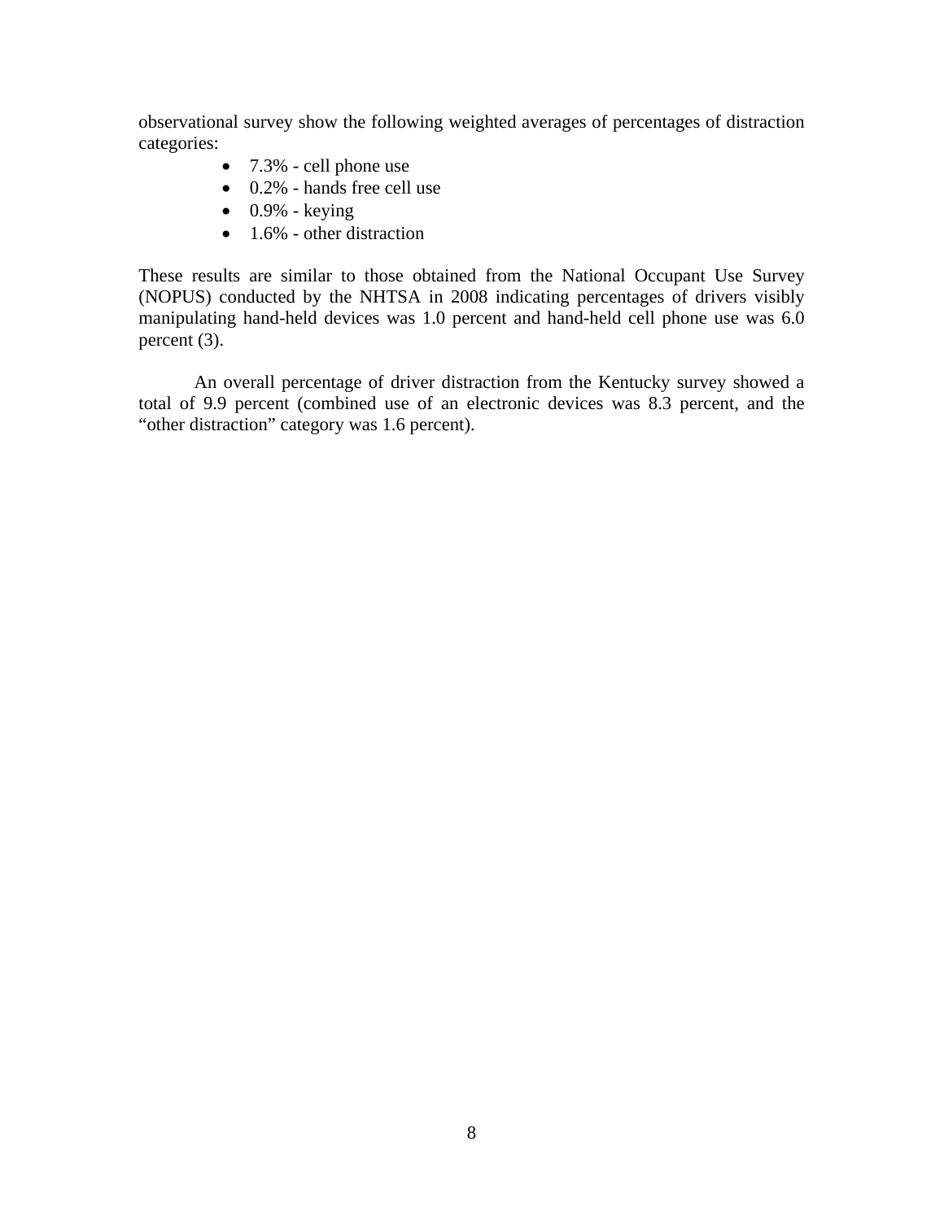observational survey show the following weighted averages of percentages of distraction categories:

- 7.3% - cell phone use
- 0.2% - hands free cell use
- 0.9% - keying
- 1.6% - other distraction

These results are similar to those obtained from the National Occupant Use Survey (NOPUS) conducted by the NHTSA in 2008 indicating percentages of drivers visibly manipulating hand-held devices was 1.0 percent and hand-held cell phone use was 6.0 percent (3).

An overall percentage of driver distraction from the Kentucky survey showed a total of 9.9 percent (combined use of an electronic devices was 8.3 percent, and the "other distraction" category was 1.6 percent).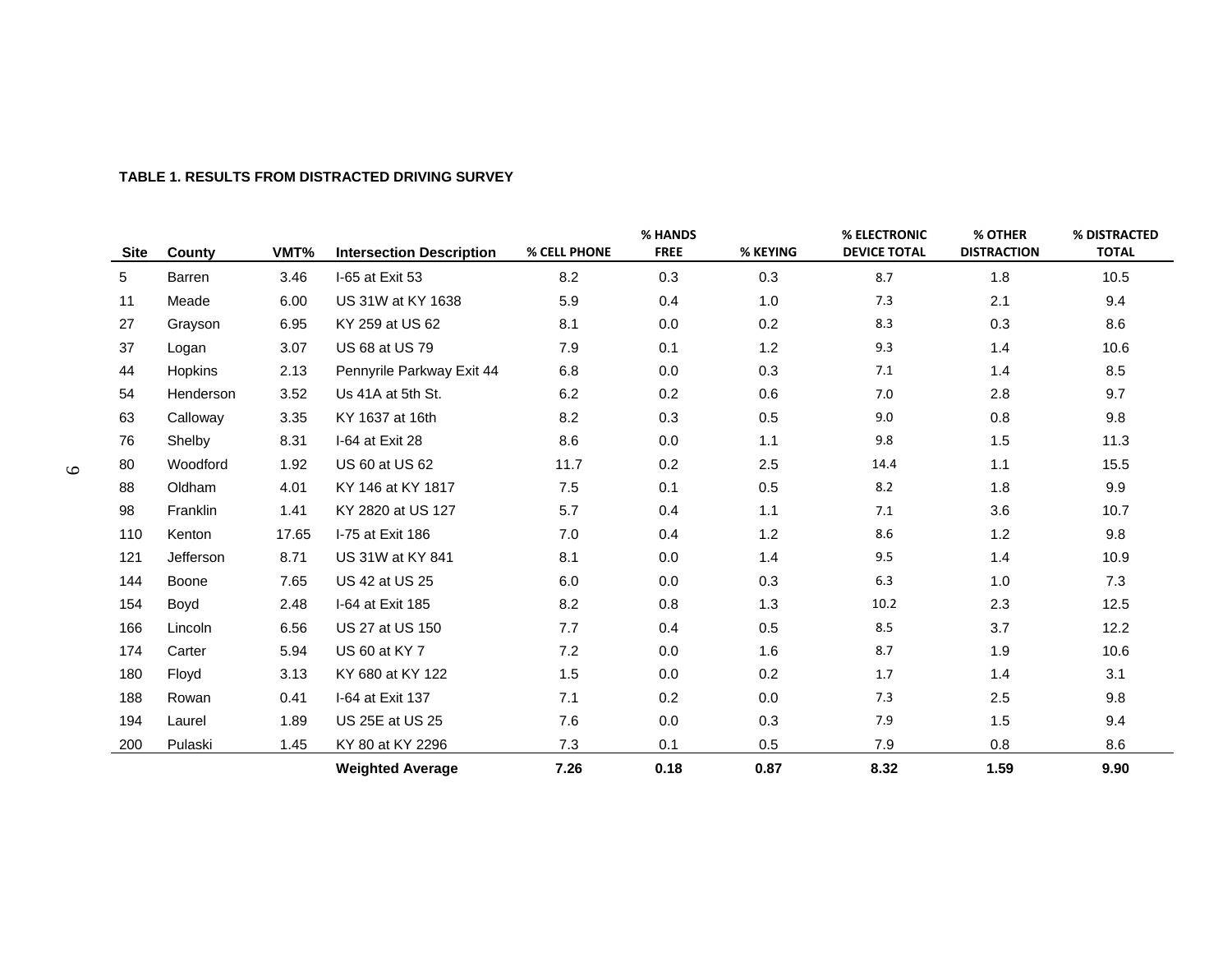**TABLE 1. RESULTS FROM DISTRACTED DRIVING SURVEY**

| Site | County | VMT% | Intersection Description | % CELL PHONE | % HANDS FREE | % KEYING | % ELECTRONIC DEVICE TOTAL | % OTHER DISTRACTION | % DISTRACTED TOTAL |
|---|---|---|---|---|---|---|---|---|---|
| 5 | Barren | 3.46 | I-65 at Exit 53 | 8.2 | 0.3 | 0.3 | 8.7 | 1.8 | 10.5 |
| 11 | Meade | 6.00 | US 31W at KY 1638 | 5.9 | 0.4 | 1.0 | 7.3 | 2.1 | 9.4 |
| 27 | Grayson | 6.95 | KY 259 at US 62 | 8.1 | 0.0 | 0.2 | 8.3 | 0.3 | 8.6 |
| 37 | Logan | 3.07 | US 68 at US 79 | 7.9 | 0.1 | 1.2 | 9.3 | 1.4 | 10.6 |
| 44 | Hopkins | 2.13 | Pennyrile Parkway Exit 44 | 6.8 | 0.0 | 0.3 | 7.1 | 1.4 | 8.5 |
| 54 | Henderson | 3.52 | Us 41A at 5th St. | 6.2 | 0.2 | 0.6 | 7.0 | 2.8 | 9.7 |
| 63 | Calloway | 3.35 | KY 1637 at 16th | 8.2 | 0.3 | 0.5 | 9.0 | 0.8 | 9.8 |
| 76 | Shelby | 8.31 | I-64 at Exit 28 | 8.6 | 0.0 | 1.1 | 9.8 | 1.5 | 11.3 |
| 80 | Woodford | 1.92 | US 60 at US 62 | 11.7 | 0.2 | 2.5 | 14.4 | 1.1 | 15.5 |
| 88 | Oldham | 4.01 | KY 146 at KY 1817 | 7.5 | 0.1 | 0.5 | 8.2 | 1.8 | 9.9 |
| 98 | Franklin | 1.41 | KY 2820 at US 127 | 5.7 | 0.4 | 1.1 | 7.1 | 3.6 | 10.7 |
| 110 | Kenton | 17.65 | I-75 at Exit 186 | 7.0 | 0.4 | 1.2 | 8.6 | 1.2 | 9.8 |
| 121 | Jefferson | 8.71 | US 31W at KY 841 | 8.1 | 0.0 | 1.4 | 9.5 | 1.4 | 10.9 |
| 144 | Boone | 7.65 | US 42 at US 25 | 6.0 | 0.0 | 0.3 | 6.3 | 1.0 | 7.3 |
| 154 | Boyd | 2.48 | I-64 at Exit 185 | 8.2 | 0.8 | 1.3 | 10.2 | 2.3 | 12.5 |
| 166 | Lincoln | 6.56 | US 27 at US 150 | 7.7 | 0.4 | 0.5 | 8.5 | 3.7 | 12.2 |
| 174 | Carter | 5.94 | US 60 at KY 7 | 7.2 | 0.0 | 1.6 | 8.7 | 1.9 | 10.6 |
| 180 | Floyd | 3.13 | KY 680 at KY 122 | 1.5 | 0.0 | 0.2 | 1.7 | 1.4 | 3.1 |
| 188 | Rowan | 0.41 | I-64 at Exit 137 | 7.1 | 0.2 | 0.0 | 7.3 | 2.5 | 9.8 |
| 194 | Laurel | 1.89 | US 25E at US 25 | 7.6 | 0.0 | 0.3 | 7.9 | 1.5 | 9.4 |
| 200 | Pulaski | 1.45 | KY 80 at KY 2296 | 7.3 | 0.1 | 0.5 | 7.9 | 0.8 | 8.6 |
| | | | **Weighted Average** | **7.26** | **0.18** | **0.87** | **8.32** | **1.59** | **9.90** |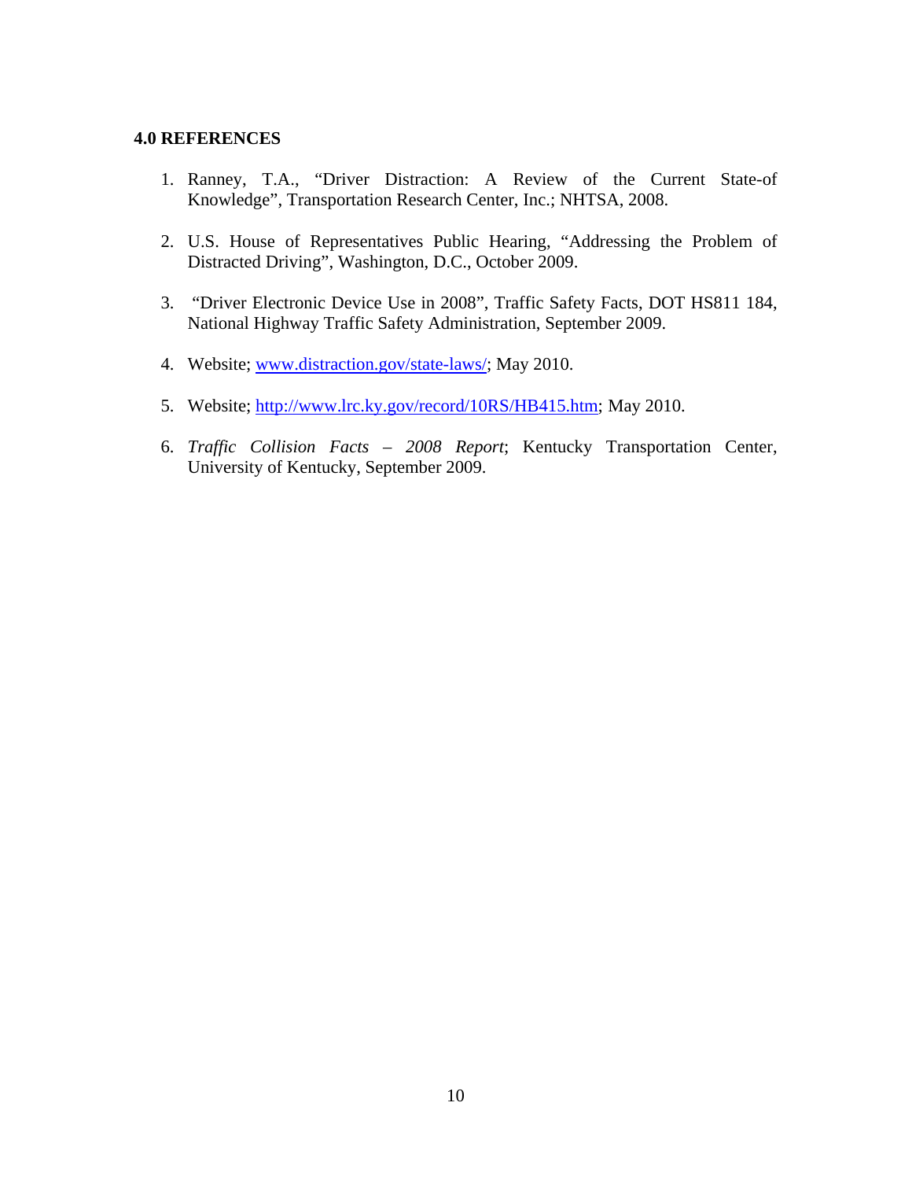## 4.0 REFERENCES

1. Ranney, T.A., "Driver Distraction: A Review of the Current State-of Knowledge", Transportation Research Center, Inc.; NHTSA, 2008.

2. U.S. House of Representatives Public Hearing, "Addressing the Problem of Distracted Driving", Washington, D.C., October 2009.

3. "Driver Electronic Device Use in 2008", Traffic Safety Facts, DOT HS811 184, National Highway Traffic Safety Administration, September 2009.

4. Website; www.distraction.gov/state-laws/; May 2010.

5. Website; http://www.lrc.ky.gov/record/10RS/HB415.htm; May 2010.

6. *Traffic Collision Facts – 2008 Report*; Kentucky Transportation Center, University of Kentucky, September 2009.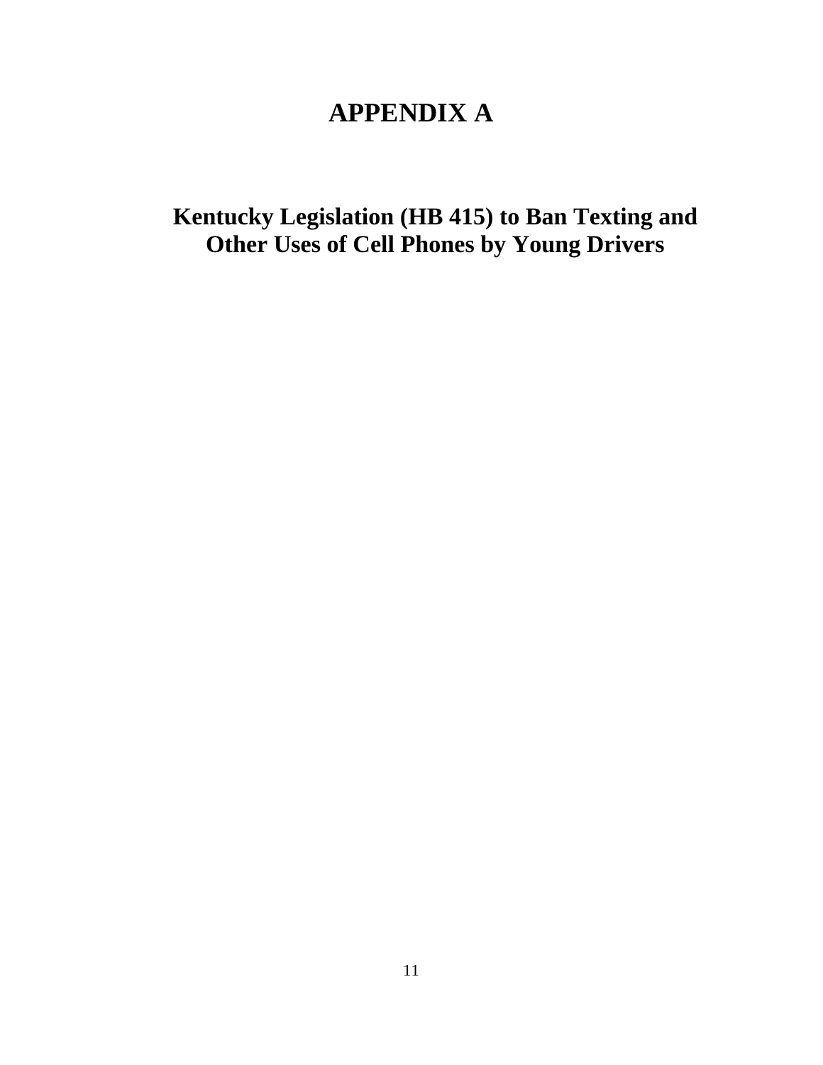# APPENDIX A

## Kentucky Legislation (HB 415) to Ban Texting and Other Uses of Cell Phones by Young Drivers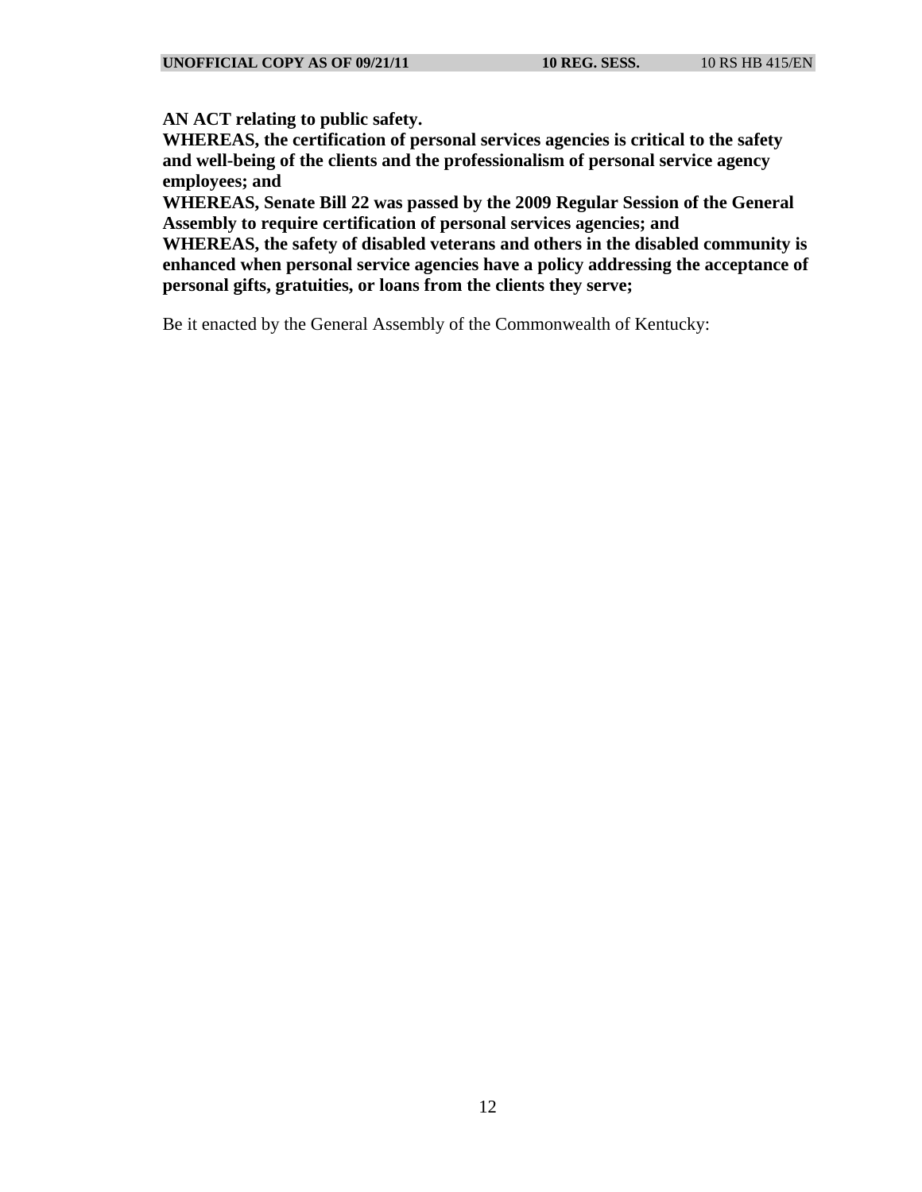**AN ACT relating to public safety.**

**WHEREAS, the certification of personal services agencies is critical to the safety and well-being of the clients and the professionalism of personal service agency employees; and**

**WHEREAS, Senate Bill 22 was passed by the 2009 Regular Session of the General Assembly to require certification of personal services agencies; and**

**WHEREAS, the safety of disabled veterans and others in the disabled community is enhanced when personal service agencies have a policy addressing the acceptance of personal gifts, gratuities, or loans from the clients they serve;**

Be it enacted by the General Assembly of the Commonwealth of Kentucky: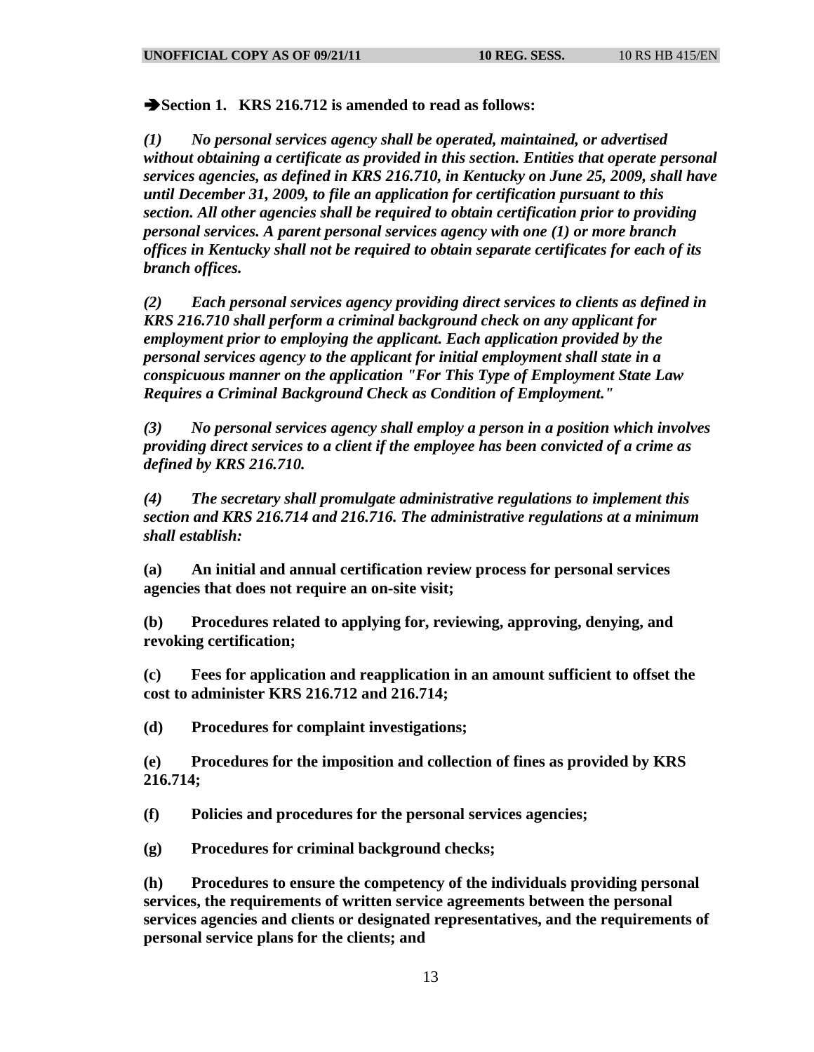➔**Section 1. KRS 216.712 is amended to read as follows:**

***(1) No personal services agency shall be operated, maintained, or advertised without obtaining a certificate as provided in this section. Entities that operate personal services agencies, as defined in KRS 216.710, in Kentucky on June 25, 2009, shall have until December 31, 2009, to file an application for certification pursuant to this section. All other agencies shall be required to obtain certification prior to providing personal services. A parent personal services agency with one (1) or more branch offices in Kentucky shall not be required to obtain separate certificates for each of its branch offices.***

***(2) Each personal services agency providing direct services to clients as defined in KRS 216.710 shall perform a criminal background check on any applicant for employment prior to employing the applicant. Each application provided by the personal services agency to the applicant for initial employment shall state in a conspicuous manner on the application "For This Type of Employment State Law Requires a Criminal Background Check as Condition of Employment."***

***(3) No personal services agency shall employ a person in a position which involves providing direct services to a client if the employee has been convicted of a crime as defined by KRS 216.710.***

***(4) The secretary shall promulgate administrative regulations to implement this section and KRS 216.714 and 216.716. The administrative regulations at a minimum shall establish:***

**(a) An initial and annual certification review process for personal services agencies that does not require an on-site visit;**

**(b) Procedures related to applying for, reviewing, approving, denying, and revoking certification;**

**(c) Fees for application and reapplication in an amount sufficient to offset the cost to administer KRS 216.712 and 216.714;**

**(d) Procedures for complaint investigations;**

**(e) Procedures for the imposition and collection of fines as provided by KRS 216.714;**

**(f) Policies and procedures for the personal services agencies;**

**(g) Procedures for criminal background checks;**

**(h) Procedures to ensure the competency of the individuals providing personal services, the requirements of written service agreements between the personal services agencies and clients or designated representatives, and the requirements of personal service plans for the clients; and**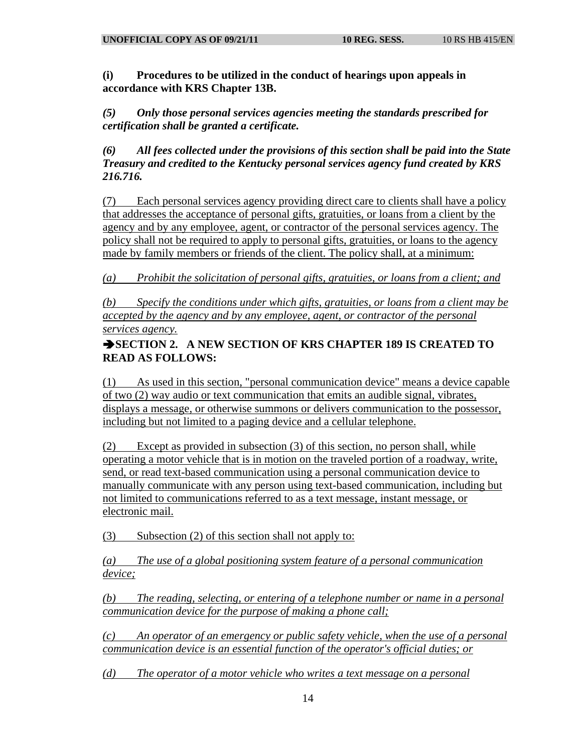**(i) Procedures to be utilized in the conduct of hearings upon appeals in accordance with KRS Chapter 13B.**

***(5) Only those personal services agencies meeting the standards prescribed for certification shall be granted a certificate.***

***(6) All fees collected under the provisions of this section shall be paid into the State Treasury and credited to the Kentucky personal services agency fund created by KRS 216.716.***

<u>(7) Each personal services agency providing direct care to clients shall have a policy that addresses the acceptance of personal gifts, gratuities, or loans from a client by the agency and by any employee, agent, or contractor of the personal services agency. The policy shall not be required to apply to personal gifts, gratuities, or loans to the agency made by family members or friends of the client. The policy shall, at a minimum:</u>

*<u>(a) Prohibit the solicitation of personal gifts, gratuities, or loans from a client; and</u>*

*<u>(b) Specify the conditions under which gifts, gratuities, or loans from a client may be accepted by the agency and by any employee, agent, or contractor of the personal services agency.</u>*

**➔SECTION 2. A NEW SECTION OF KRS CHAPTER 189 IS CREATED TO READ AS FOLLOWS:**

<u>(1) As used in this section, "personal communication device" means a device capable of two (2) way audio or text communication that emits an audible signal, vibrates, displays a message, or otherwise summons or delivers communication to the possessor, including but not limited to a paging device and a cellular telephone.</u>

<u>(2) Except as provided in subsection (3) of this section, no person shall, while operating a motor vehicle that is in motion on the traveled portion of a roadway, write, send, or read text-based communication using a personal communication device to manually communicate with any person using text-based communication, including but not limited to communications referred to as a text message, instant message, or electronic mail.</u>

<u>(3) Subsection (2) of this section shall not apply to:</u>

*<u>(a) The use of a global positioning system feature of a personal communication device;</u>*

*<u>(b) The reading, selecting, or entering of a telephone number or name in a personal communication device for the purpose of making a phone call;</u>*

*<u>(c) An operator of an emergency or public safety vehicle, when the use of a personal communication device is an essential function of the operator's official duties; or</u>*

*<u>(d) The operator of a motor vehicle who writes a text message on a personal</u>*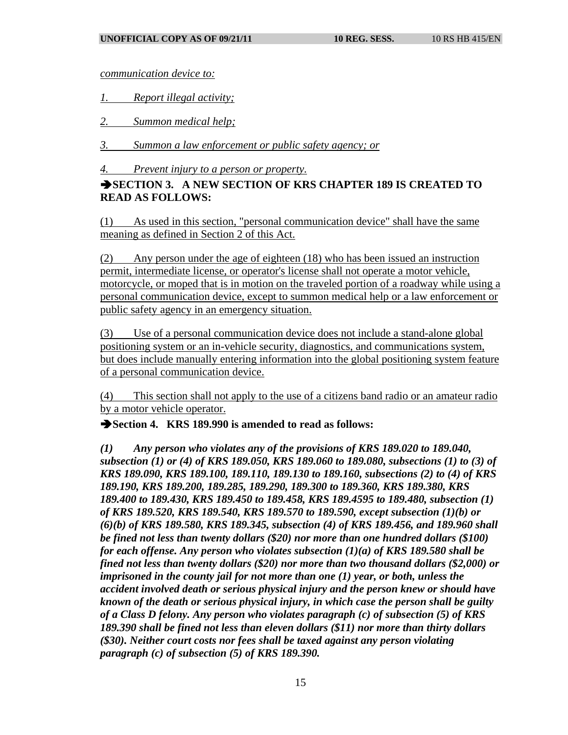*communication device to:*

*1. Report illegal activity;*

*2. Summon medical help;*

*3. Summon a law enforcement or public safety agency; or*

*4. Prevent injury to a person or property.*

**➔SECTION 3. A NEW SECTION OF KRS CHAPTER 189 IS CREATED TO READ AS FOLLOWS:**

(1) As used in this section, "personal communication device" shall have the same meaning as defined in Section 2 of this Act.

(2) Any person under the age of eighteen (18) who has been issued an instruction permit, intermediate license, or operator's license shall not operate a motor vehicle, motorcycle, or moped that is in motion on the traveled portion of a roadway while using a personal communication device, except to summon medical help or a law enforcement or public safety agency in an emergency situation.

(3) Use of a personal communication device does not include a stand-alone global positioning system or an in-vehicle security, diagnostics, and communications system, but does include manually entering information into the global positioning system feature of a personal communication device.

(4) This section shall not apply to the use of a citizens band radio or an amateur radio by a motor vehicle operator.

**➔Section 4. KRS 189.990 is amended to read as follows:**

***(1) Any person who violates any of the provisions of KRS 189.020 to 189.040, subsection (1) or (4) of KRS 189.050, KRS 189.060 to 189.080, subsections (1) to (3) of KRS 189.090, KRS 189.100, 189.110, 189.130 to 189.160, subsections (2) to (4) of KRS 189.190, KRS 189.200, 189.285, 189.290, 189.300 to 189.360, KRS 189.380, KRS 189.400 to 189.430, KRS 189.450 to 189.458, KRS 189.4595 to 189.480, subsection (1) of KRS 189.520, KRS 189.540, KRS 189.570 to 189.590, except subsection (1)(b) or (6)(b) of KRS 189.580, KRS 189.345, subsection (4) of KRS 189.456, and 189.960 shall be fined not less than twenty dollars ($20) nor more than one hundred dollars ($100) for each offense. Any person who violates subsection (1)(a) of KRS 189.580 shall be fined not less than twenty dollars ($20) nor more than two thousand dollars ($2,000) or imprisoned in the county jail for not more than one (1) year, or both, unless the accident involved death or serious physical injury and the person knew or should have known of the death or serious physical injury, in which case the person shall be guilty of a Class D felony. Any person who violates paragraph (c) of subsection (5) of KRS 189.390 shall be fined not less than eleven dollars ($11) nor more than thirty dollars ($30). Neither court costs nor fees shall be taxed against any person violating paragraph (c) of subsection (5) of KRS 189.390.***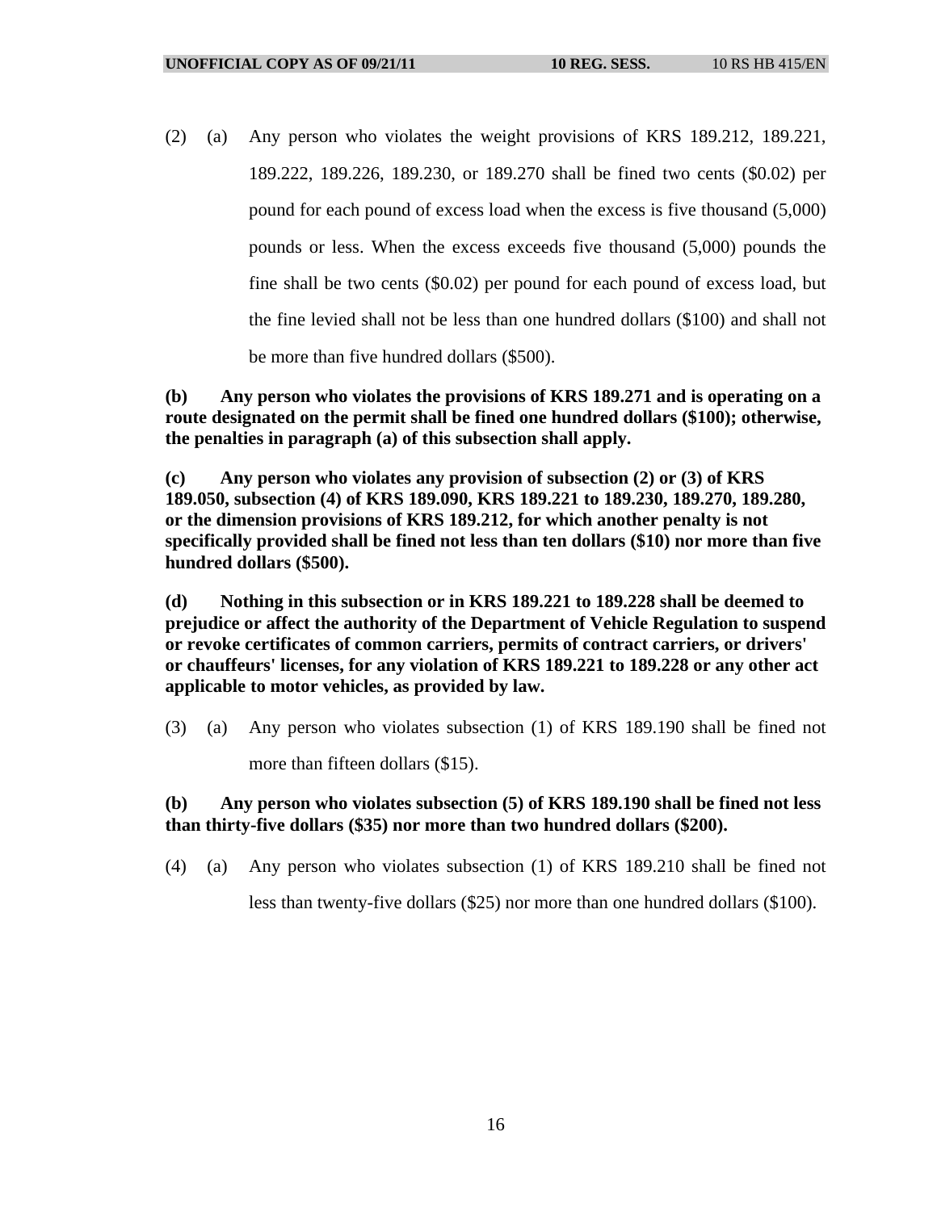(2) (a) Any person who violates the weight provisions of KRS 189.212, 189.221, 189.222, 189.226, 189.230, or 189.270 shall be fined two cents ($0.02) per pound for each pound of excess load when the excess is five thousand (5,000) pounds or less. When the excess exceeds five thousand (5,000) pounds the fine shall be two cents ($0.02) per pound for each pound of excess load, but the fine levied shall not be less than one hundred dollars ($100) and shall not be more than five hundred dollars ($500).

**(b) Any person who violates the provisions of KRS 189.271 and is operating on a route designated on the permit shall be fined one hundred dollars ($100); otherwise, the penalties in paragraph (a) of this subsection shall apply.**

**(c) Any person who violates any provision of subsection (2) or (3) of KRS 189.050, subsection (4) of KRS 189.090, KRS 189.221 to 189.230, 189.270, 189.280, or the dimension provisions of KRS 189.212, for which another penalty is not specifically provided shall be fined not less than ten dollars ($10) nor more than five hundred dollars ($500).**

**(d) Nothing in this subsection or in KRS 189.221 to 189.228 shall be deemed to prejudice or affect the authority of the Department of Vehicle Regulation to suspend or revoke certificates of common carriers, permits of contract carriers, or drivers' or chauffeurs' licenses, for any violation of KRS 189.221 to 189.228 or any other act applicable to motor vehicles, as provided by law.**

(3) (a) Any person who violates subsection (1) of KRS 189.190 shall be fined not more than fifteen dollars ($15).

**(b) Any person who violates subsection (5) of KRS 189.190 shall be fined not less than thirty-five dollars ($35) nor more than two hundred dollars ($200).**

(4) (a) Any person who violates subsection (1) of KRS 189.210 shall be fined not less than twenty-five dollars ($25) nor more than one hundred dollars ($100).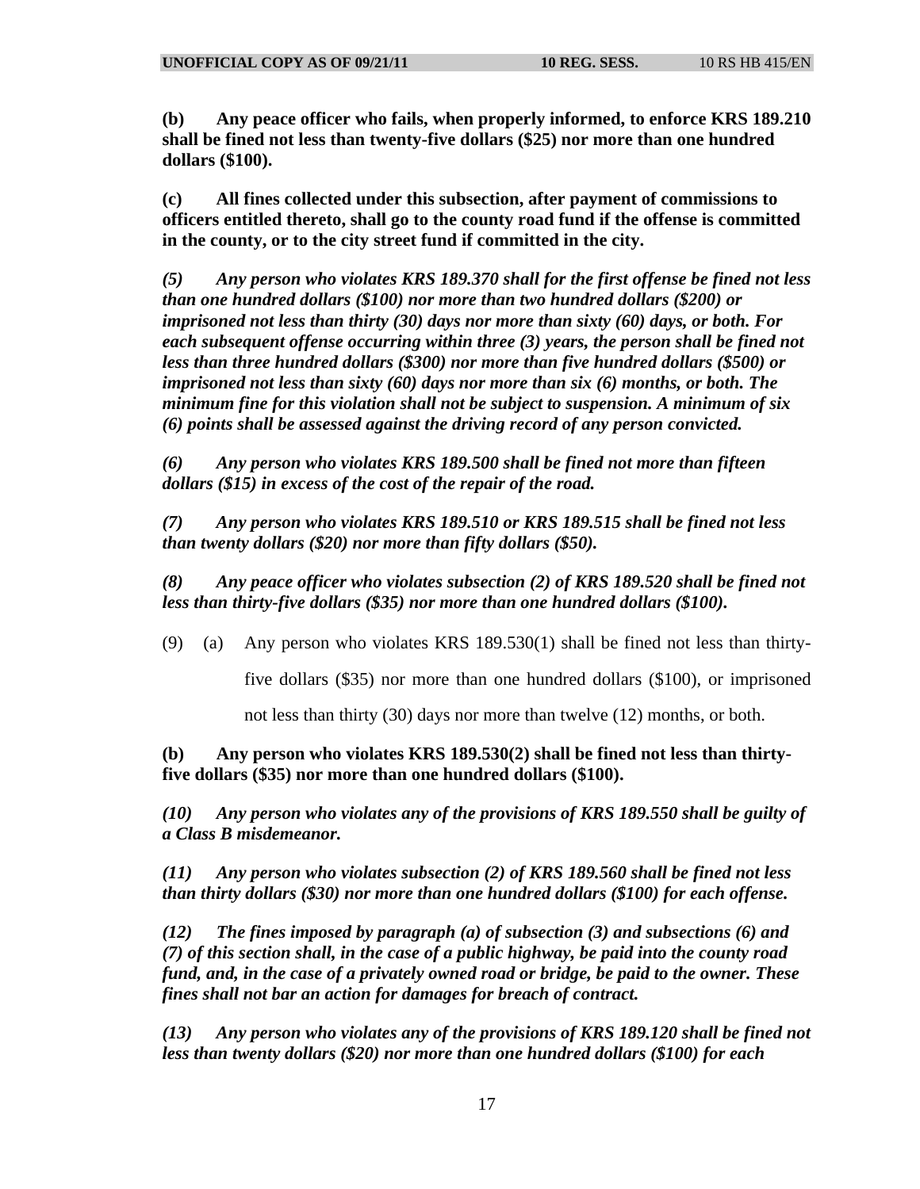**(b) Any peace officer who fails, when properly informed, to enforce KRS 189.210 shall be fined not less than twenty-five dollars ($25) nor more than one hundred dollars ($100).**

**(c) All fines collected under this subsection, after payment of commissions to officers entitled thereto, shall go to the county road fund if the offense is committed in the county, or to the city street fund if committed in the city.**

***(5) Any person who violates KRS 189.370 shall for the first offense be fined not less than one hundred dollars ($100) nor more than two hundred dollars ($200) or imprisoned not less than thirty (30) days nor more than sixty (60) days, or both. For each subsequent offense occurring within three (3) years, the person shall be fined not less than three hundred dollars ($300) nor more than five hundred dollars ($500) or imprisoned not less than sixty (60) days nor more than six (6) months, or both. The minimum fine for this violation shall not be subject to suspension. A minimum of six (6) points shall be assessed against the driving record of any person convicted.***

***(6) Any person who violates KRS 189.500 shall be fined not more than fifteen dollars ($15) in excess of the cost of the repair of the road.***

***(7) Any person who violates KRS 189.510 or KRS 189.515 shall be fined not less than twenty dollars ($20) nor more than fifty dollars ($50).***

***(8) Any peace officer who violates subsection (2) of KRS 189.520 shall be fined not less than thirty-five dollars ($35) nor more than one hundred dollars ($100).***

(9) (a) Any person who violates KRS 189.530(1) shall be fined not less than thirty-five dollars ($35) nor more than one hundred dollars ($100), or imprisoned not less than thirty (30) days nor more than twelve (12) months, or both.

**(b) Any person who violates KRS 189.530(2) shall be fined not less than thirty-five dollars ($35) nor more than one hundred dollars ($100).**

***(10) Any person who violates any of the provisions of KRS 189.550 shall be guilty of a Class B misdemeanor.***

***(11) Any person who violates subsection (2) of KRS 189.560 shall be fined not less than thirty dollars ($30) nor more than one hundred dollars ($100) for each offense.***

***(12) The fines imposed by paragraph (a) of subsection (3) and subsections (6) and (7) of this section shall, in the case of a public highway, be paid into the county road fund, and, in the case of a privately owned road or bridge, be paid to the owner. These fines shall not bar an action for damages for breach of contract.***

***(13) Any person who violates any of the provisions of KRS 189.120 shall be fined not less than twenty dollars ($20) nor more than one hundred dollars ($100) for each***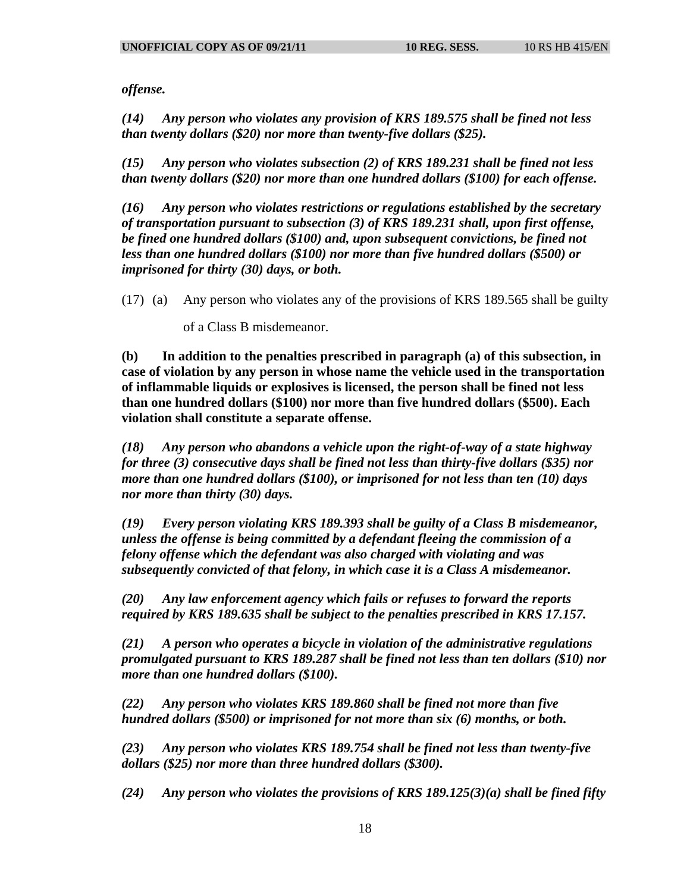*offense.*

*(14) Any person who violates any provision of KRS 189.575 shall be fined not less than twenty dollars ($20) nor more than twenty-five dollars ($25).*

*(15) Any person who violates subsection (2) of KRS 189.231 shall be fined not less than twenty dollars ($20) nor more than one hundred dollars ($100) for each offense.*

*(16) Any person who violates restrictions or regulations established by the secretary of transportation pursuant to subsection (3) of KRS 189.231 shall, upon first offense, be fined one hundred dollars ($100) and, upon subsequent convictions, be fined not less than one hundred dollars ($100) nor more than five hundred dollars ($500) or imprisoned for thirty (30) days, or both.*

(17) (a) Any person who violates any of the provisions of KRS 189.565 shall be guilty of a Class B misdemeanor.

**(b) In addition to the penalties prescribed in paragraph (a) of this subsection, in case of violation by any person in whose name the vehicle used in the transportation of inflammable liquids or explosives is licensed, the person shall be fined not less than one hundred dollars ($100) nor more than five hundred dollars ($500). Each violation shall constitute a separate offense.**

*(18) Any person who abandons a vehicle upon the right-of-way of a state highway for three (3) consecutive days shall be fined not less than thirty-five dollars ($35) nor more than one hundred dollars ($100), or imprisoned for not less than ten (10) days nor more than thirty (30) days.*

*(19) Every person violating KRS 189.393 shall be guilty of a Class B misdemeanor, unless the offense is being committed by a defendant fleeing the commission of a felony offense which the defendant was also charged with violating and was subsequently convicted of that felony, in which case it is a Class A misdemeanor.*

*(20) Any law enforcement agency which fails or refuses to forward the reports required by KRS 189.635 shall be subject to the penalties prescribed in KRS 17.157.*

*(21) A person who operates a bicycle in violation of the administrative regulations promulgated pursuant to KRS 189.287 shall be fined not less than ten dollars ($10) nor more than one hundred dollars ($100).*

*(22) Any person who violates KRS 189.860 shall be fined not more than five hundred dollars ($500) or imprisoned for not more than six (6) months, or both.*

*(23) Any person who violates KRS 189.754 shall be fined not less than twenty-five dollars ($25) nor more than three hundred dollars ($300).*

*(24) Any person who violates the provisions of KRS 189.125(3)(a) shall be fined fifty*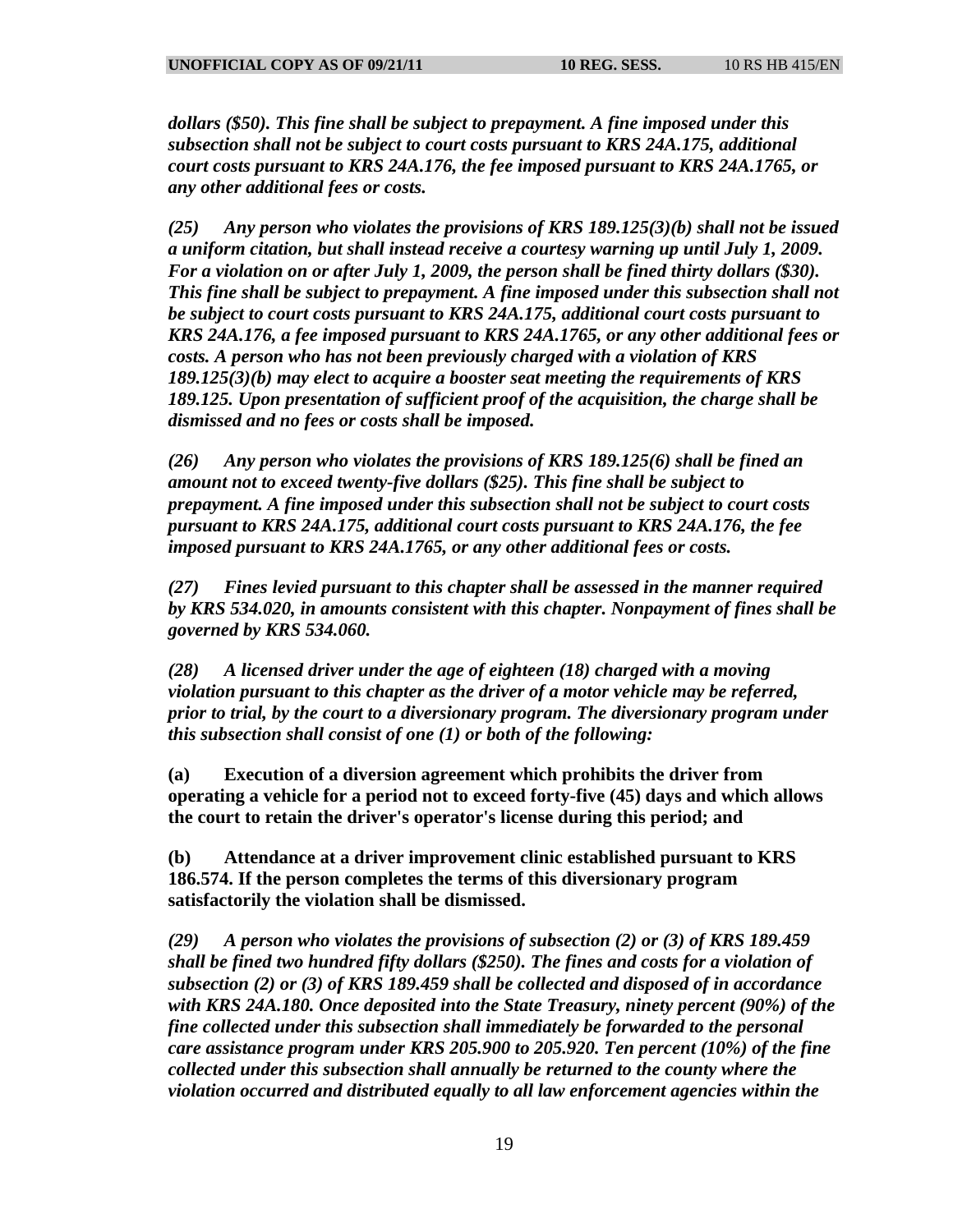***dollars ($50). This fine shall be subject to prepayment. A fine imposed under this subsection shall not be subject to court costs pursuant to KRS 24A.175, additional court costs pursuant to KRS 24A.176, the fee imposed pursuant to KRS 24A.1765, or any other additional fees or costs.***

***(25) Any person who violates the provisions of KRS 189.125(3)(b) shall not be issued a uniform citation, but shall instead receive a courtesy warning up until July 1, 2009. For a violation on or after July 1, 2009, the person shall be fined thirty dollars ($30). This fine shall be subject to prepayment. A fine imposed under this subsection shall not be subject to court costs pursuant to KRS 24A.175, additional court costs pursuant to KRS 24A.176, a fee imposed pursuant to KRS 24A.1765, or any other additional fees or costs. A person who has not been previously charged with a violation of KRS 189.125(3)(b) may elect to acquire a booster seat meeting the requirements of KRS 189.125. Upon presentation of sufficient proof of the acquisition, the charge shall be dismissed and no fees or costs shall be imposed.***

***(26) Any person who violates the provisions of KRS 189.125(6) shall be fined an amount not to exceed twenty-five dollars ($25). This fine shall be subject to prepayment. A fine imposed under this subsection shall not be subject to court costs pursuant to KRS 24A.175, additional court costs pursuant to KRS 24A.176, the fee imposed pursuant to KRS 24A.1765, or any other additional fees or costs.***

***(27) Fines levied pursuant to this chapter shall be assessed in the manner required by KRS 534.020, in amounts consistent with this chapter. Nonpayment of fines shall be governed by KRS 534.060.***

***(28) A licensed driver under the age of eighteen (18) charged with a moving violation pursuant to this chapter as the driver of a motor vehicle may be referred, prior to trial, by the court to a diversionary program. The diversionary program under this subsection shall consist of one (1) or both of the following:***

**(a) Execution of a diversion agreement which prohibits the driver from operating a vehicle for a period not to exceed forty-five (45) days and which allows the court to retain the driver's operator's license during this period; and**

**(b) Attendance at a driver improvement clinic established pursuant to KRS 186.574. If the person completes the terms of this diversionary program satisfactorily the violation shall be dismissed.**

***(29) A person who violates the provisions of subsection (2) or (3) of KRS 189.459 shall be fined two hundred fifty dollars ($250). The fines and costs for a violation of subsection (2) or (3) of KRS 189.459 shall be collected and disposed of in accordance with KRS 24A.180. Once deposited into the State Treasury, ninety percent (90%) of the fine collected under this subsection shall immediately be forwarded to the personal care assistance program under KRS 205.900 to 205.920. Ten percent (10%) of the fine collected under this subsection shall annually be returned to the county where the violation occurred and distributed equally to all law enforcement agencies within the***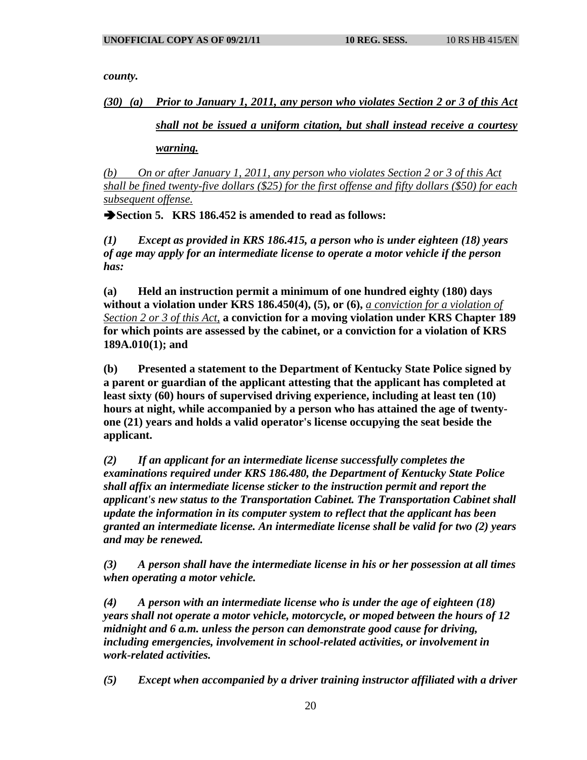*county.*

*(30) (a) Prior to January 1, 2011, any person who violates Section 2 or 3 of this Act shall not be issued a uniform citation, but shall instead receive a courtesy warning.*

*(b) On or after January 1, 2011, any person who violates Section 2 or 3 of this Act shall be fined twenty-five dollars ($25) for the first offense and fifty dollars ($50) for each subsequent offense.*

➔**Section 5. KRS 186.452 is amended to read as follows:**

***(1) Except as provided in KRS 186.415, a person who is under eighteen (18) years of age may apply for an intermediate license to operate a motor vehicle if the person has:***

**(a) Held an instruction permit a minimum of one hundred eighty (180) days without a violation under KRS 186.450(4), (5), or (6),** *a conviction for a violation of Section 2 or 3 of this Act,* **a conviction for a moving violation under KRS Chapter 189 for which points are assessed by the cabinet, or a conviction for a violation of KRS 189A.010(1); and**

**(b) Presented a statement to the Department of Kentucky State Police signed by a parent or guardian of the applicant attesting that the applicant has completed at least sixty (60) hours of supervised driving experience, including at least ten (10) hours at night, while accompanied by a person who has attained the age of twenty-one (21) years and holds a valid operator's license occupying the seat beside the applicant.**

***(2) If an applicant for an intermediate license successfully completes the examinations required under KRS 186.480, the Department of Kentucky State Police shall affix an intermediate license sticker to the instruction permit and report the applicant's new status to the Transportation Cabinet. The Transportation Cabinet shall update the information in its computer system to reflect that the applicant has been granted an intermediate license. An intermediate license shall be valid for two (2) years and may be renewed.***

***(3) A person shall have the intermediate license in his or her possession at all times when operating a motor vehicle.***

***(4) A person with an intermediate license who is under the age of eighteen (18) years shall not operate a motor vehicle, motorcycle, or moped between the hours of 12 midnight and 6 a.m. unless the person can demonstrate good cause for driving, including emergencies, involvement in school-related activities, or involvement in work-related activities.***

***(5) Except when accompanied by a driver training instructor affiliated with a driver***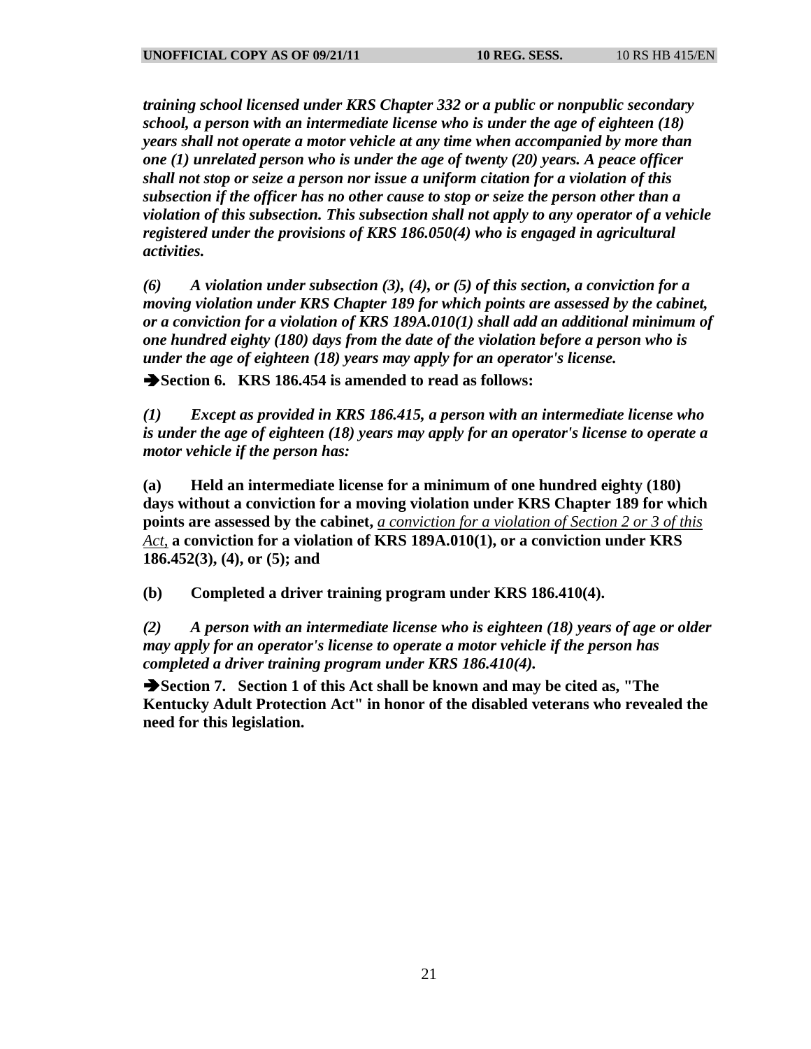***training school licensed under KRS Chapter 332 or a public or nonpublic secondary school, a person with an intermediate license who is under the age of eighteen (18) years shall not operate a motor vehicle at any time when accompanied by more than one (1) unrelated person who is under the age of twenty (20) years. A peace officer shall not stop or seize a person nor issue a uniform citation for a violation of this subsection if the officer has no other cause to stop or seize the person other than a violation of this subsection. This subsection shall not apply to any operator of a vehicle registered under the provisions of KRS 186.050(4) who is engaged in agricultural activities.***

***(6) A violation under subsection (3), (4), or (5) of this section, a conviction for a moving violation under KRS Chapter 189 for which points are assessed by the cabinet, or a conviction for a violation of KRS 189A.010(1) shall add an additional minimum of one hundred eighty (180) days from the date of the violation before a person who is under the age of eighteen (18) years may apply for an operator's license.***

➔**Section 6. KRS 186.454 is amended to read as follows:**

***(1) Except as provided in KRS 186.415, a person with an intermediate license who is under the age of eighteen (18) years may apply for an operator's license to operate a motor vehicle if the person has:***

**(a) Held an intermediate license for a minimum of one hundred eighty (180) days without a conviction for a moving violation under KRS Chapter 189 for which points are assessed by the cabinet,** <u>*a conviction for a violation of Section 2 or 3 of this Act,*</u> **a conviction for a violation of KRS 189A.010(1), or a conviction under KRS 186.452(3), (4), or (5); and**

**(b) Completed a driver training program under KRS 186.410(4).**

***(2) A person with an intermediate license who is eighteen (18) years of age or older may apply for an operator's license to operate a motor vehicle if the person has completed a driver training program under KRS 186.410(4).***

➔**Section 7. Section 1 of this Act shall be known and may be cited as, "The Kentucky Adult Protection Act" in honor of the disabled veterans who revealed the need for this legislation.**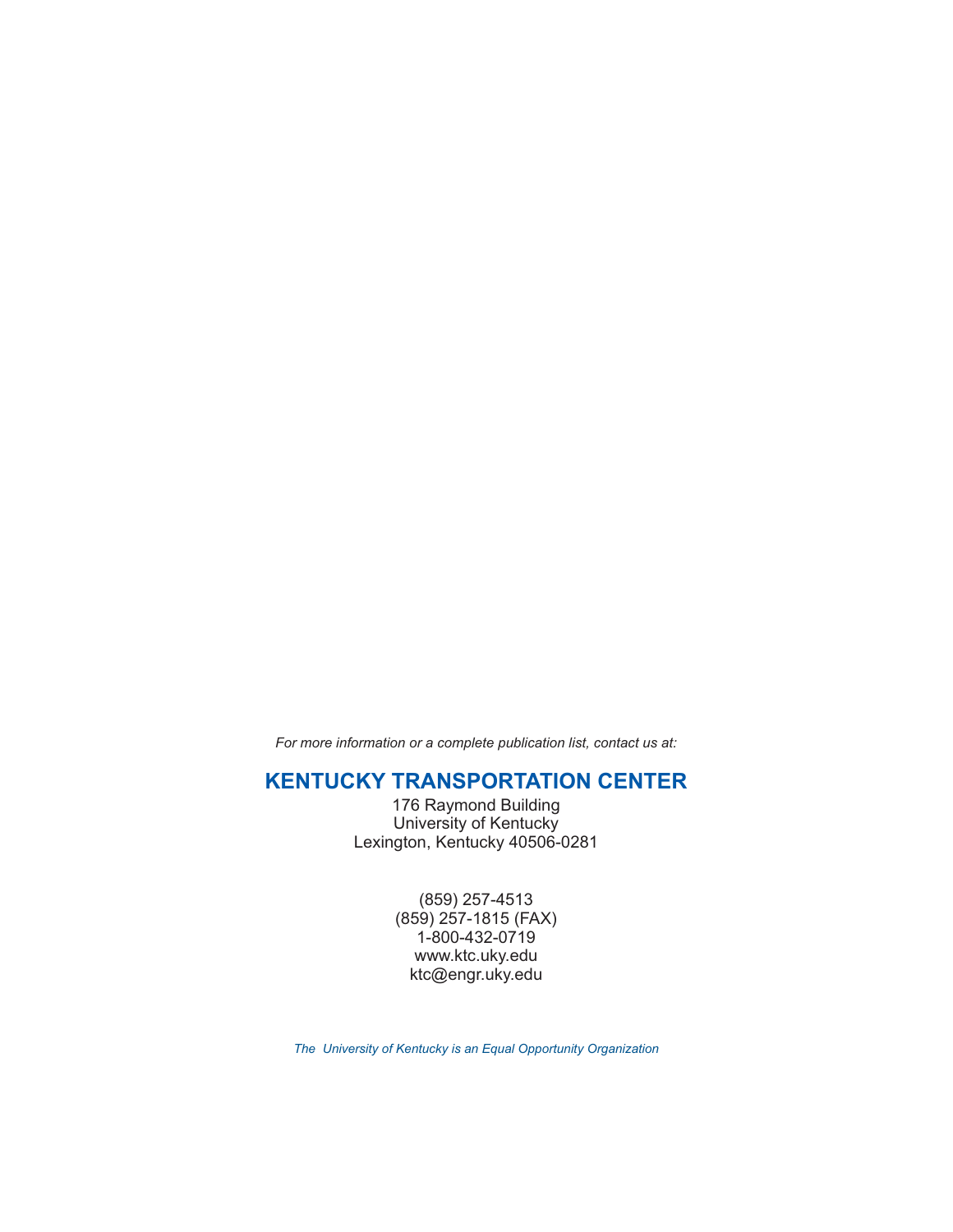*For more information or a complete publication list, contact us at:*

## KENTUCKY TRANSPORTATION CENTER

176 Raymond Building
University of Kentucky
Lexington, Kentucky 40506-0281

(859) 257-4513
(859) 257-1815 (FAX)
1-800-432-0719
www.ktc.uky.edu
ktc@engr.uky.edu

*The University of Kentucky is an Equal Opportunity Organization*